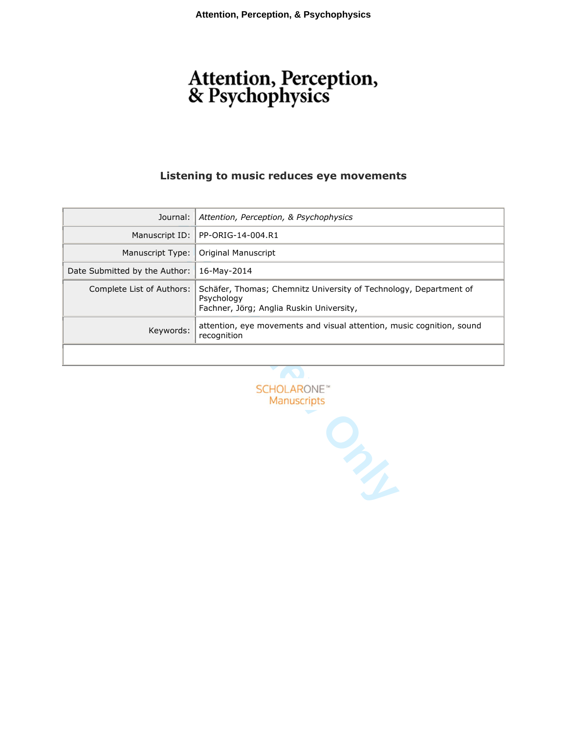# Attention, Perception, & Psychophysics

## Listening to music reduces eye movements

| Journal: | *Attention, Perception, & Psychophysics* |
|---|---|
| Manuscript ID: | PP-ORIG-14-004.R1 |
| Manuscript Type: | Original Manuscript |
| Date Submitted by the Author: | 16-May-2014 |
| Complete List of Authors: | Schäfer, Thomas; Chemnitz University of Technology, Department of Psychology<br>Fachner, Jörg; Anglia Ruskin University, |
| Keywords: | attention, eye movements and visual attention, music cognition, sound recognition |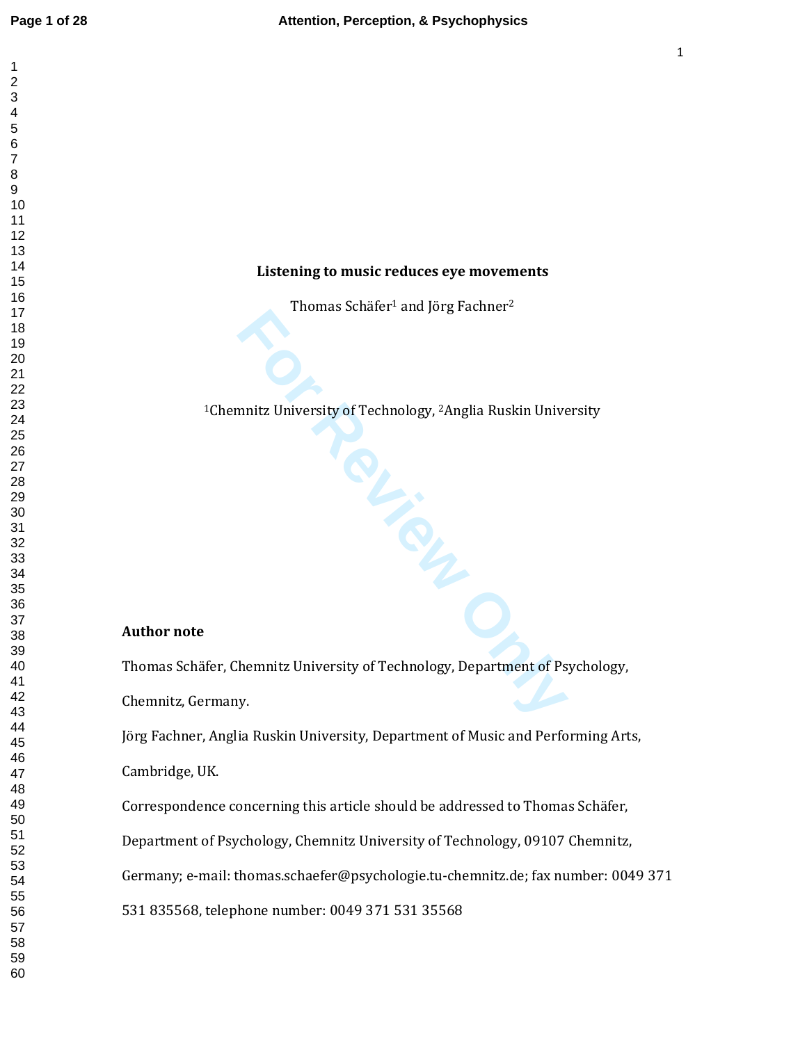# Listening to music reduces eye movements

Thomas Schäfer[1] and Jörg Fachner[2]

[1]Chemnitz University of Technology, [2]Anglia Ruskin University

**Author note**

Thomas Schäfer, Chemnitz University of Technology, Department of Psychology, Chemnitz, Germany.

Jörg Fachner, Anglia Ruskin University, Department of Music and Performing Arts, Cambridge, UK.

Correspondence concerning this article should be addressed to Thomas Schäfer, Department of Psychology, Chemnitz University of Technology, 09107 Chemnitz, Germany; e-mail: thomas.schaefer@psychologie.tu-chemnitz.de; fax number: 0049 371 531 835568, telephone number: 0049 371 531 35568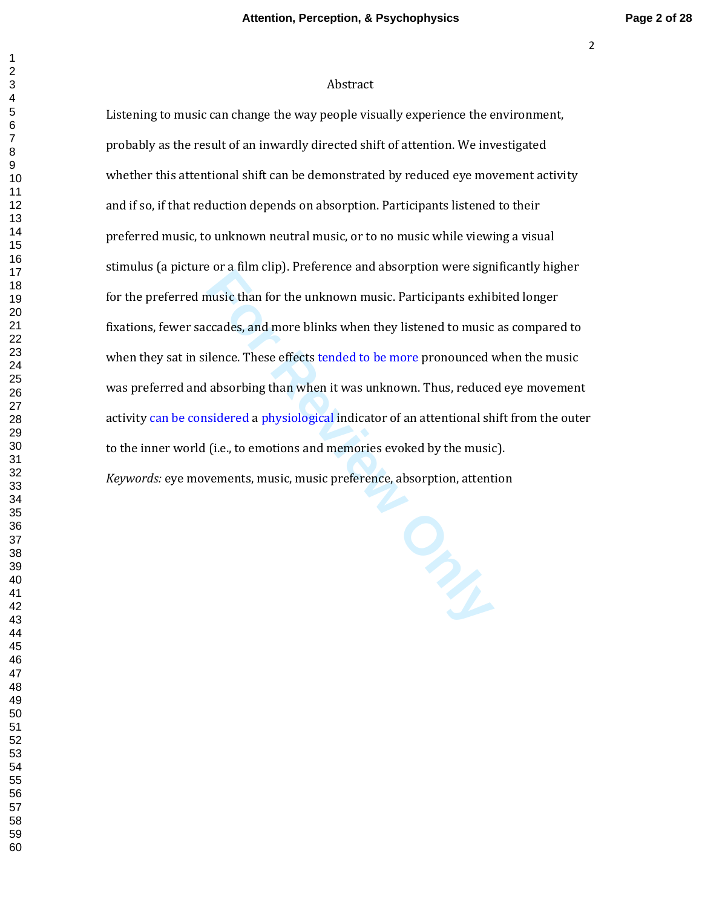# Abstract

Listening to music can change the way people visually experience the environment, probably as the result of an inwardly directed shift of attention. We investigated whether this attentional shift can be demonstrated by reduced eye movement activity and if so, if that reduction depends on absorption. Participants listened to their preferred music, to unknown neutral music, or to no music while viewing a visual stimulus (a picture or a film clip). Preference and absorption were significantly higher for the preferred music than for the unknown music. Participants exhibited longer fixations, fewer saccades, and more blinks when they listened to music as compared to when they sat in silence. These effects tended to be more pronounced when the music was preferred and absorbing than when it was unknown. Thus, reduced eye movement activity can be considered a physiological indicator of an attentional shift from the outer to the inner world (i.e., to emotions and memories evoked by the music).

*Keywords:* eye movements, music, music preference, absorption, attention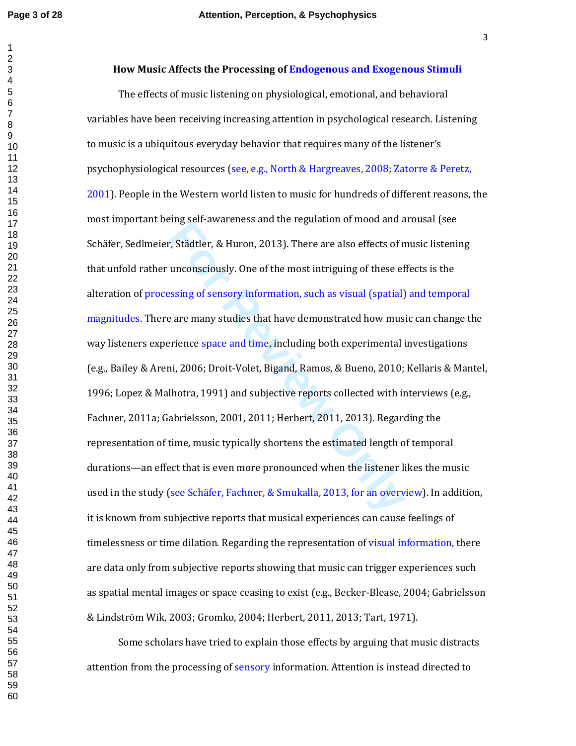# How Music Affects the Processing of Endogenous and Exogenous Stimuli

The effects of music listening on physiological, emotional, and behavioral variables have been receiving increasing attention in psychological research. Listening to music is a ubiquitous everyday behavior that requires many of the listener's psychophysiological resources (see, e.g., North & Hargreaves, 2008; Zatorre & Peretz, 2001). People in the Western world listen to music for hundreds of different reasons, the most important being self-awareness and the regulation of mood and arousal (see Schäfer, Sedlmeier, Städtler, & Huron, 2013). There are also effects of music listening that unfold rather unconsciously. One of the most intriguing of these effects is the alteration of processing of sensory information, such as visual (spatial) and temporal magnitudes. There are many studies that have demonstrated how music can change the way listeners experience space and time, including both experimental investigations (e.g., Bailey & Areni, 2006; Droit-Volet, Bigand, Ramos, & Bueno, 2010; Kellaris & Mantel, 1996; Lopez & Malhotra, 1991) and subjective reports collected with interviews (e.g., Fachner, 2011a; Gabrielsson, 2001, 2011; Herbert, 2011, 2013). Regarding the representation of time, music typically shortens the estimated length of temporal durations—an effect that is even more pronounced when the listener likes the music used in the study (see Schäfer, Fachner, & Smukalla, 2013, for an overview). In addition, it is known from subjective reports that musical experiences can cause feelings of timelessness or time dilation. Regarding the representation of visual information, there are data only from subjective reports showing that music can trigger experiences such as spatial mental images or space ceasing to exist (e.g., Becker-Blease, 2004; Gabrielsson & Lindström Wik, 2003; Gromko, 2004; Herbert, 2011, 2013; Tart, 1971).

Some scholars have tried to explain those effects by arguing that music distracts attention from the processing of sensory information. Attention is instead directed to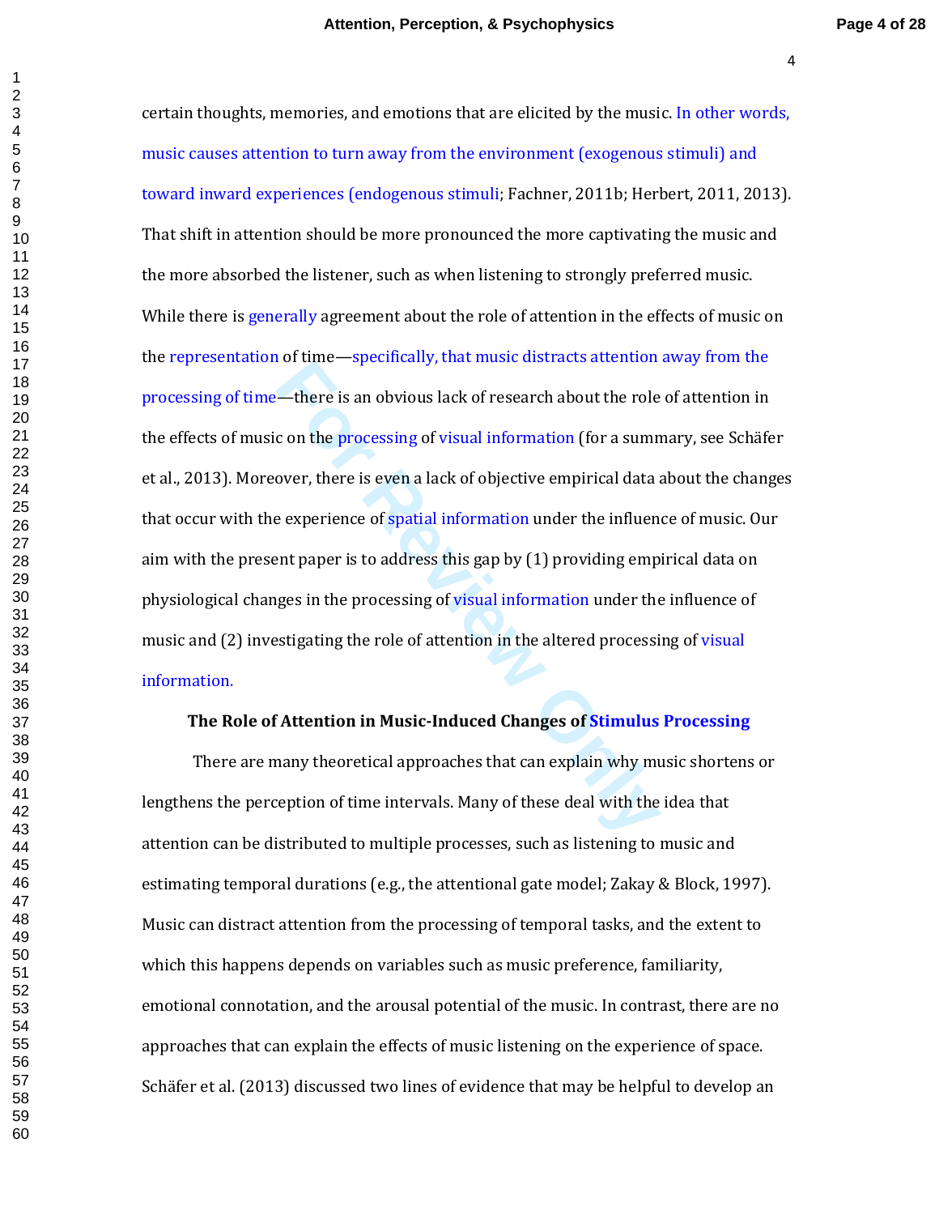certain thoughts, memories, and emotions that are elicited by the music. In other words, music causes attention to turn away from the environment (exogenous stimuli) and toward inward experiences (endogenous stimuli; Fachner, 2011b; Herbert, 2011, 2013). That shift in attention should be more pronounced the more captivating the music and the more absorbed the listener, such as when listening to strongly preferred music. While there is generally agreement about the role of attention in the effects of music on the representation of time—specifically, that music distracts attention away from the processing of time—there is an obvious lack of research about the role of attention in the effects of music on the processing of visual information (for a summary, see Schäfer et al., 2013). Moreover, there is even a lack of objective empirical data about the changes that occur with the experience of spatial information under the influence of music. Our aim with the present paper is to address this gap by (1) providing empirical data on physiological changes in the processing of visual information under the influence of music and (2) investigating the role of attention in the altered processing of visual information.

## The Role of Attention in Music-Induced Changes of Stimulus Processing

There are many theoretical approaches that can explain why music shortens or lengthens the perception of time intervals. Many of these deal with the idea that attention can be distributed to multiple processes, such as listening to music and estimating temporal durations (e.g., the attentional gate model; Zakay & Block, 1997). Music can distract attention from the processing of temporal tasks, and the extent to which this happens depends on variables such as music preference, familiarity, emotional connotation, and the arousal potential of the music. In contrast, there are no approaches that can explain the effects of music listening on the experience of space. Schäfer et al. (2013) discussed two lines of evidence that may be helpful to develop an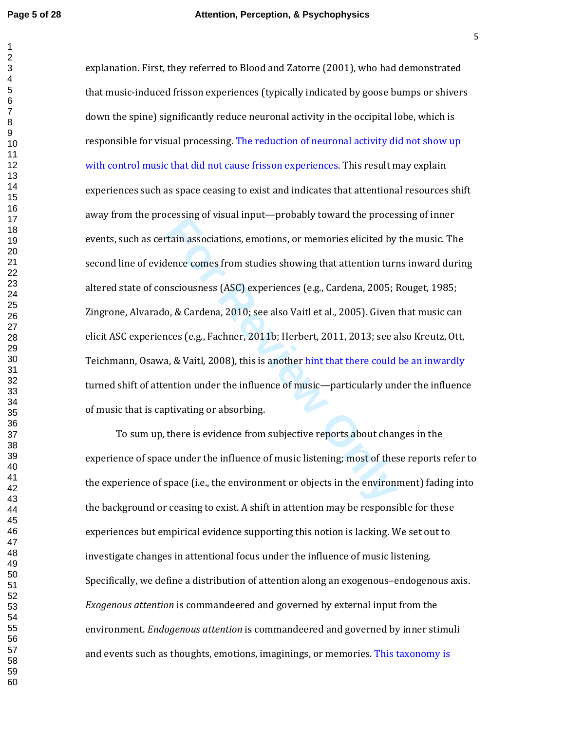explanation. First, they referred to Blood and Zatorre (2001), who had demonstrated that music-induced frisson experiences (typically indicated by goose bumps or shivers down the spine) significantly reduce neuronal activity in the occipital lobe, which is responsible for visual processing. The reduction of neuronal activity did not show up with control music that did not cause frisson experiences. This result may explain experiences such as space ceasing to exist and indicates that attentional resources shift away from the processing of visual input—probably toward the processing of inner events, such as certain associations, emotions, or memories elicited by the music. The second line of evidence comes from studies showing that attention turns inward during altered state of consciousness (ASC) experiences (e.g., Cardena, 2005; Rouget, 1985; Zingrone, Alvarado, & Cardena, 2010; see also Vaitl et al., 2005). Given that music can elicit ASC experiences (e.g., Fachner, 2011b; Herbert, 2011, 2013; see also Kreutz, Ott, Teichmann, Osawa, & Vaitl, 2008), this is another hint that there could be an inwardly turned shift of attention under the influence of music—particularly under the influence of music that is captivating or absorbing.

To sum up, there is evidence from subjective reports about changes in the experience of space under the influence of music listening; most of these reports refer to the experience of space (i.e., the environment or objects in the environment) fading into the background or ceasing to exist. A shift in attention may be responsible for these experiences but empirical evidence supporting this notion is lacking. We set out to investigate changes in attentional focus under the influence of music listening. Specifically, we define a distribution of attention along an exogenous–endogenous axis. *Exogenous attention* is commandeered and governed by external input from the environment. *Endogenous attention* is commandeered and governed by inner stimuli and events such as thoughts, emotions, imaginings, or memories. This taxonomy is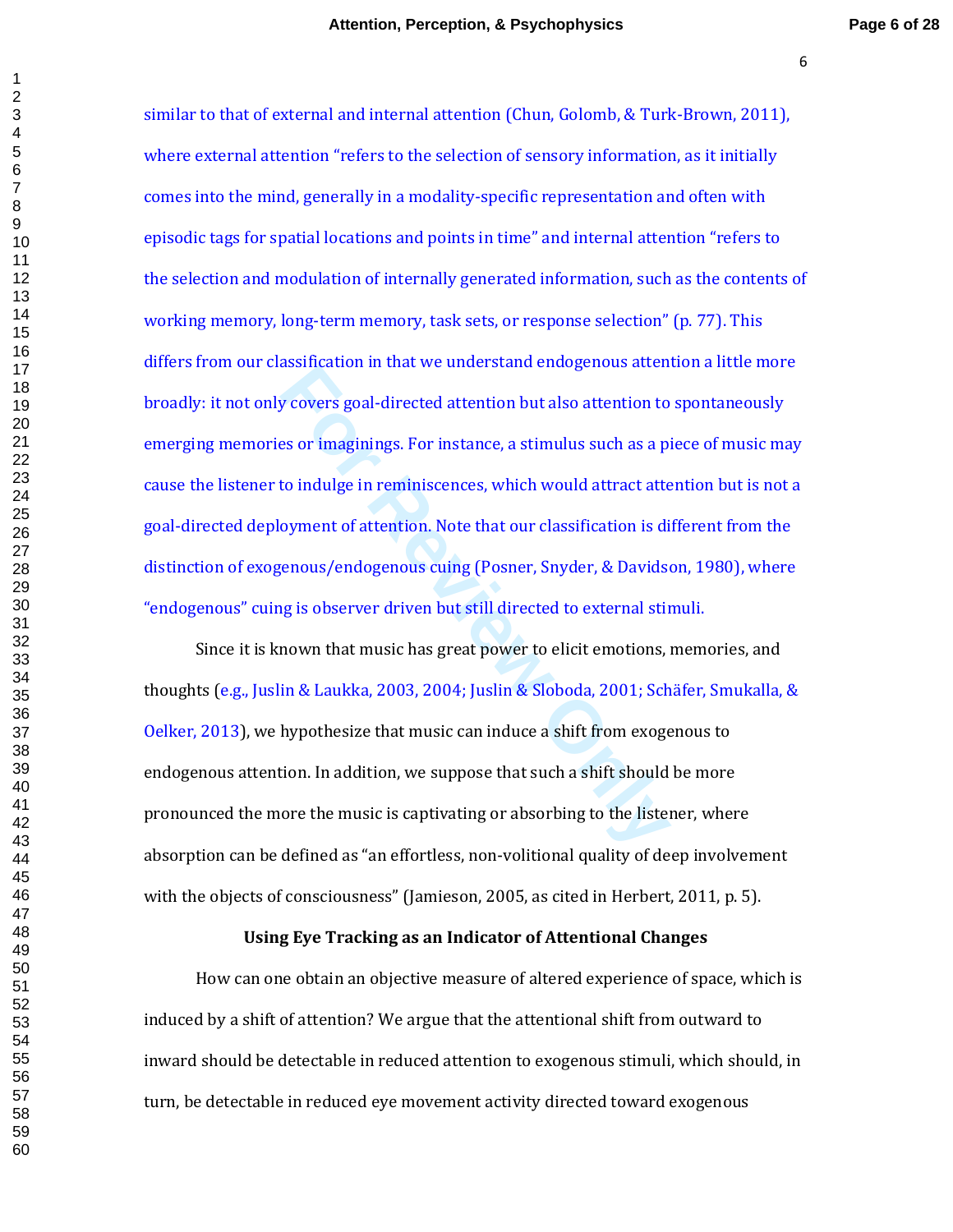similar to that of external and internal attention (Chun, Golomb, & Turk-Brown, 2011), where external attention "refers to the selection of sensory information, as it initially comes into the mind, generally in a modality-specific representation and often with episodic tags for spatial locations and points in time" and internal attention "refers to the selection and modulation of internally generated information, such as the contents of working memory, long-term memory, task sets, or response selection" (p. 77). This differs from our classification in that we understand endogenous attention a little more broadly: it not only covers goal-directed attention but also attention to spontaneously emerging memories or imaginings. For instance, a stimulus such as a piece of music may cause the listener to indulge in reminiscences, which would attract attention but is not a goal-directed deployment of attention. Note that our classification is different from the distinction of exogenous/endogenous cuing (Posner, Snyder, & Davidson, 1980), where "endogenous" cuing is observer driven but still directed to external stimuli.

Since it is known that music has great power to elicit emotions, memories, and thoughts (e.g., Juslin & Laukka, 2003, 2004; Juslin & Sloboda, 2001; Schäfer, Smukalla, & Oelker, 2013), we hypothesize that music can induce a shift from exogenous to endogenous attention. In addition, we suppose that such a shift should be more pronounced the more the music is captivating or absorbing to the listener, where absorption can be defined as "an effortless, non-volitional quality of deep involvement with the objects of consciousness" (Jamieson, 2005, as cited in Herbert, 2011, p. 5).

## Using Eye Tracking as an Indicator of Attentional Changes

How can one obtain an objective measure of altered experience of space, which is induced by a shift of attention? We argue that the attentional shift from outward to inward should be detectable in reduced attention to exogenous stimuli, which should, in turn, be detectable in reduced eye movement activity directed toward exogenous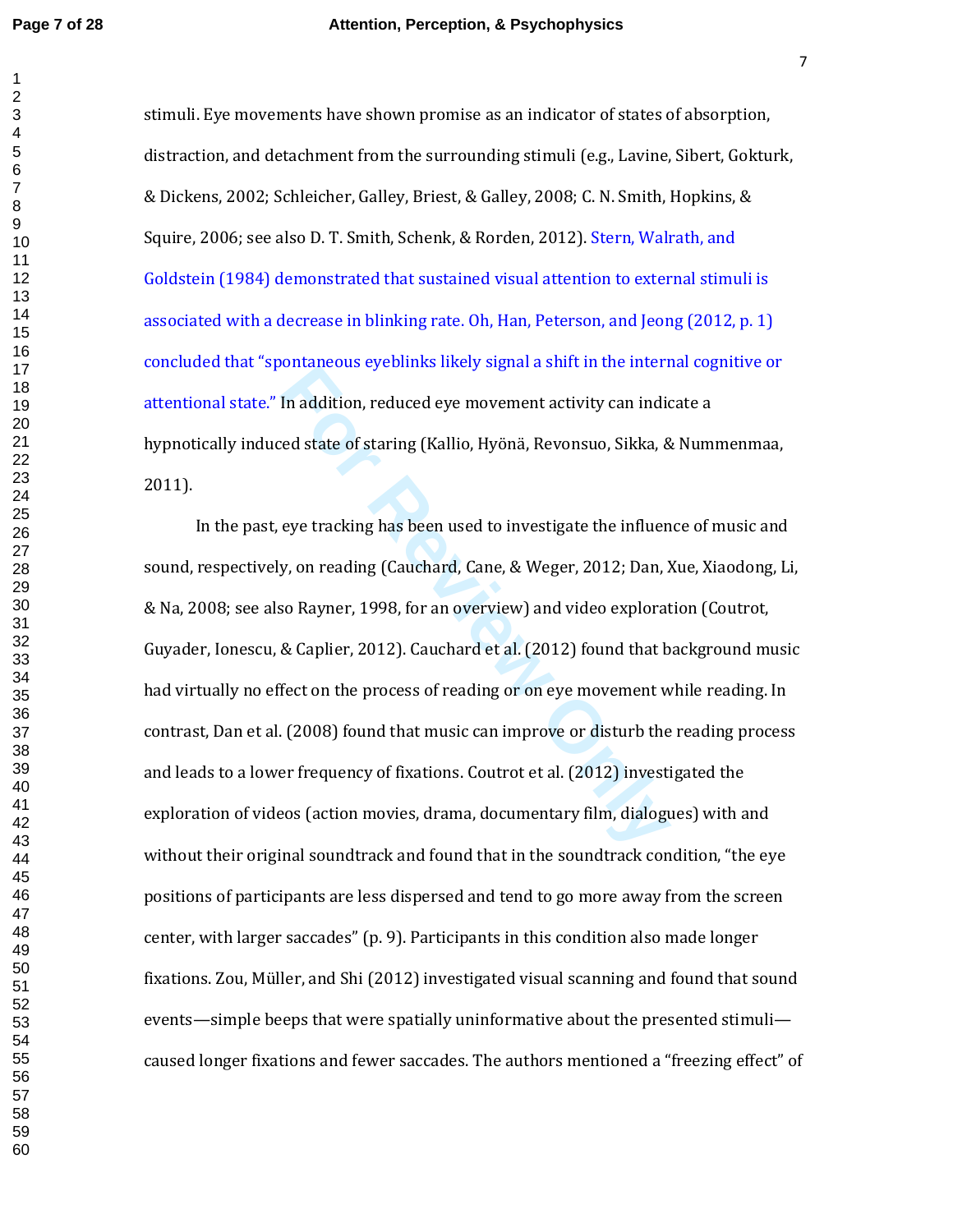stimuli. Eye movements have shown promise as an indicator of states of absorption, distraction, and detachment from the surrounding stimuli (e.g., Lavine, Sibert, Gokturk, & Dickens, 2002; Schleicher, Galley, Briest, & Galley, 2008; C. N. Smith, Hopkins, & Squire, 2006; see also D. T. Smith, Schenk, & Rorden, 2012). Stern, Walrath, and Goldstein (1984) demonstrated that sustained visual attention to external stimuli is associated with a decrease in blinking rate. Oh, Han, Peterson, and Jeong (2012, p. 1) concluded that "spontaneous eyeblinks likely signal a shift in the internal cognitive or attentional state." In addition, reduced eye movement activity can indicate a hypnotically induced state of staring (Kallio, Hyönä, Revonsuo, Sikka, & Nummenmaa, 2011).

In the past, eye tracking has been used to investigate the influence of music and sound, respectively, on reading (Cauchard, Cane, & Weger, 2012; Dan, Xue, Xiaodong, Li, & Na, 2008; see also Rayner, 1998, for an overview) and video exploration (Coutrot, Guyader, Ionescu, & Caplier, 2012). Cauchard et al. (2012) found that background music had virtually no effect on the process of reading or on eye movement while reading. In contrast, Dan et al. (2008) found that music can improve or disturb the reading process and leads to a lower frequency of fixations. Coutrot et al. (2012) investigated the exploration of videos (action movies, drama, documentary film, dialogues) with and without their original soundtrack and found that in the soundtrack condition, "the eye positions of participants are less dispersed and tend to go more away from the screen center, with larger saccades" (p. 9). Participants in this condition also made longer fixations. Zou, Müller, and Shi (2012) investigated visual scanning and found that sound events—simple beeps that were spatially uninformative about the presented stimuli—caused longer fixations and fewer saccades. The authors mentioned a "freezing effect" of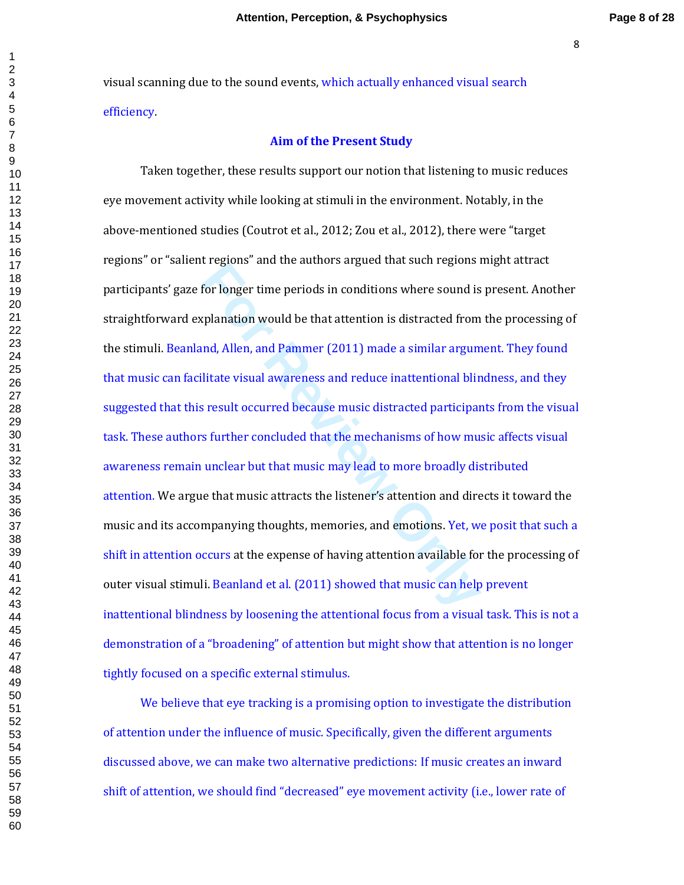visual scanning due to the sound events, which actually enhanced visual search efficiency.

## Aim of the Present Study

Taken together, these results support our notion that listening to music reduces eye movement activity while looking at stimuli in the environment. Notably, in the above-mentioned studies (Coutrot et al., 2012; Zou et al., 2012), there were "target regions" or "salient regions" and the authors argued that such regions might attract participants' gaze for longer time periods in conditions where sound is present. Another straightforward explanation would be that attention is distracted from the processing of the stimuli. Beanland, Allen, and Pammer (2011) made a similar argument. They found that music can facilitate visual awareness and reduce inattentional blindness, and they suggested that this result occurred because music distracted participants from the visual task. These authors further concluded that the mechanisms of how music affects visual awareness remain unclear but that music may lead to more broadly distributed attention. We argue that music attracts the listener's attention and directs it toward the music and its accompanying thoughts, memories, and emotions. Yet, we posit that such a shift in attention occurs at the expense of having attention available for the processing of outer visual stimuli. Beanland et al. (2011) showed that music can help prevent inattentional blindness by loosening the attentional focus from a visual task. This is not a demonstration of a "broadening" of attention but might show that attention is no longer tightly focused on a specific external stimulus.

We believe that eye tracking is a promising option to investigate the distribution of attention under the influence of music. Specifically, given the different arguments discussed above, we can make two alternative predictions: If music creates an inward shift of attention, we should find "decreased" eye movement activity (i.e., lower rate of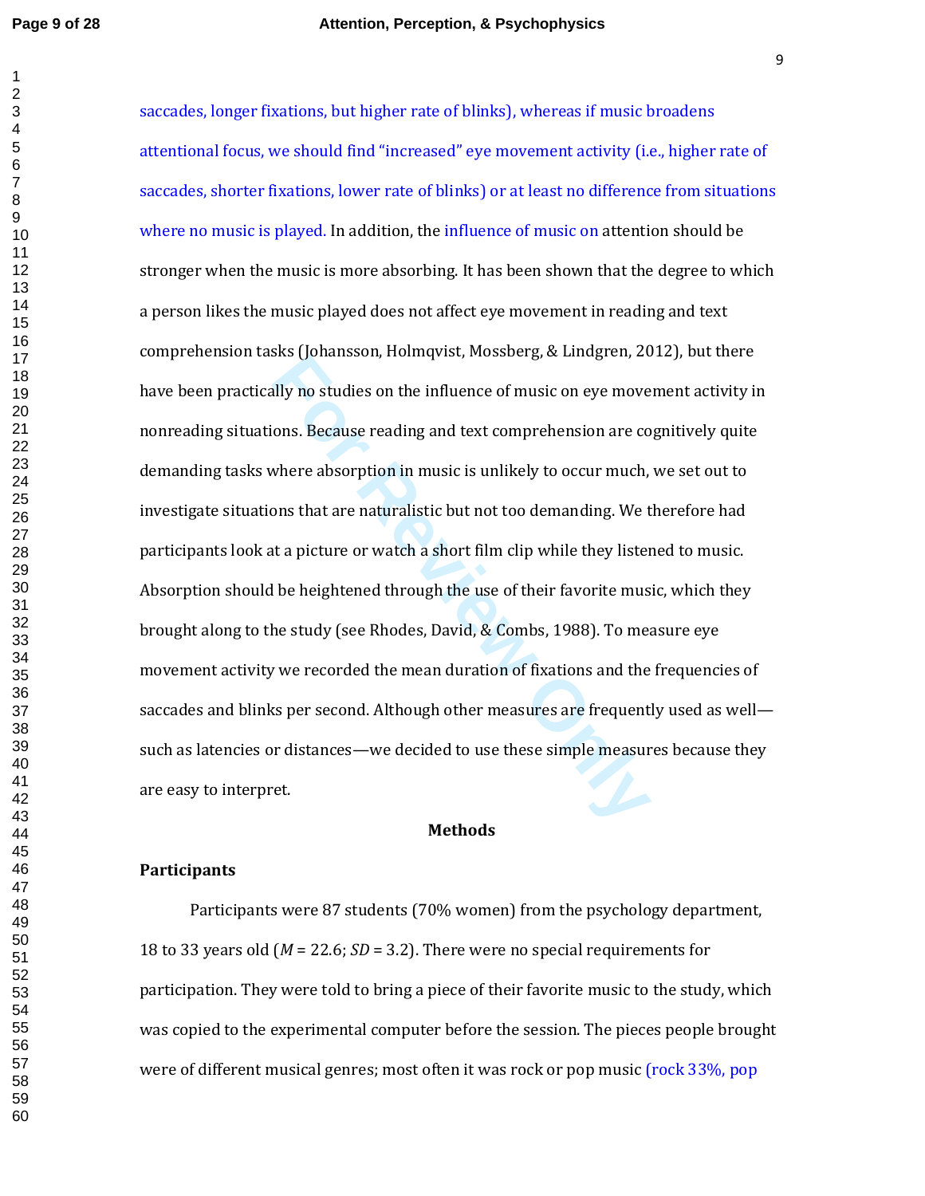saccades, longer fixations, but higher rate of blinks), whereas if music broadens attentional focus, we should find "increased" eye movement activity (i.e., higher rate of saccades, shorter fixations, lower rate of blinks) or at least no difference from situations where no music is played. In addition, the influence of music on attention should be stronger when the music is more absorbing. It has been shown that the degree to which a person likes the music played does not affect eye movement in reading and text comprehension tasks (Johansson, Holmqvist, Mossberg, & Lindgren, 2012), but there have been practically no studies on the influence of music on eye movement activity in nonreading situations. Because reading and text comprehension are cognitively quite demanding tasks where absorption in music is unlikely to occur much, we set out to investigate situations that are naturalistic but not too demanding. We therefore had participants look at a picture or watch a short film clip while they listened to music. Absorption should be heightened through the use of their favorite music, which they brought along to the study (see Rhodes, David, & Combs, 1988). To measure eye movement activity we recorded the mean duration of fixations and the frequencies of saccades and blinks per second. Although other measures are frequently used as well—such as latencies or distances—we decided to use these simple measures because they are easy to interpret.

# Methods

## Participants

Participants were 87 students (70% women) from the psychology department, 18 to 33 years old (*M* = 22.6; *SD* = 3.2). There were no special requirements for participation. They were told to bring a piece of their favorite music to the study, which was copied to the experimental computer before the session. The pieces people brought were of different musical genres; most often it was rock or pop music (rock 33%, pop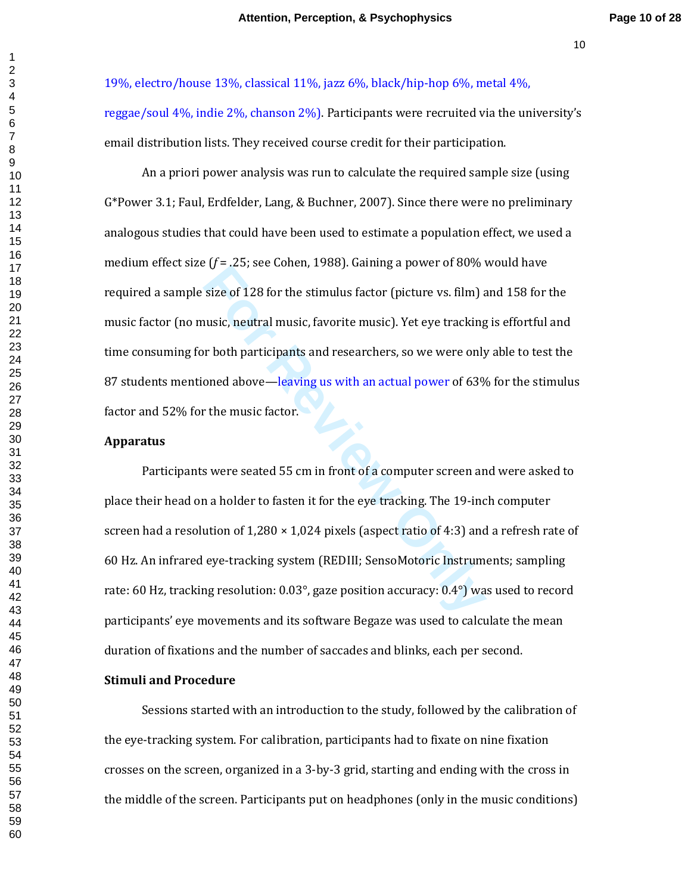19%, electro/house 13%, classical 11%, jazz 6%, black/hip-hop 6%, metal 4%, reggae/soul 4%, indie 2%, chanson 2%). Participants were recruited via the university's email distribution lists. They received course credit for their participation.

An a priori power analysis was run to calculate the required sample size (using G*Power 3.1; Faul, Erdfelder, Lang, & Buchner, 2007). Since there were no preliminary analogous studies that could have been used to estimate a population effect, we used a medium effect size ($f = .25$; see Cohen, 1988). Gaining a power of 80% would have required a sample size of 128 for the stimulus factor (picture vs. film) and 158 for the music factor (no music, neutral music, favorite music). Yet eye tracking is effortful and time consuming for both participants and researchers, so we were only able to test the 87 students mentioned above—leaving us with an actual power of 63% for the stimulus factor and 52% for the music factor.

## Apparatus

Participants were seated 55 cm in front of a computer screen and were asked to place their head on a holder to fasten it for the eye tracking. The 19-inch computer screen had a resolution of 1,280 × 1,024 pixels (aspect ratio of 4:3) and a refresh rate of 60 Hz. An infrared eye-tracking system (REDIII; SensoMotoric Instruments; sampling rate: 60 Hz, tracking resolution: 0.03°, gaze position accuracy: 0.4°) was used to record participants' eye movements and its software Begaze was used to calculate the mean duration of fixations and the number of saccades and blinks, each per second.

## Stimuli and Procedure

Sessions started with an introduction to the study, followed by the calibration of the eye-tracking system. For calibration, participants had to fixate on nine fixation crosses on the screen, organized in a 3-by-3 grid, starting and ending with the cross in the middle of the screen. Participants put on headphones (only in the music conditions)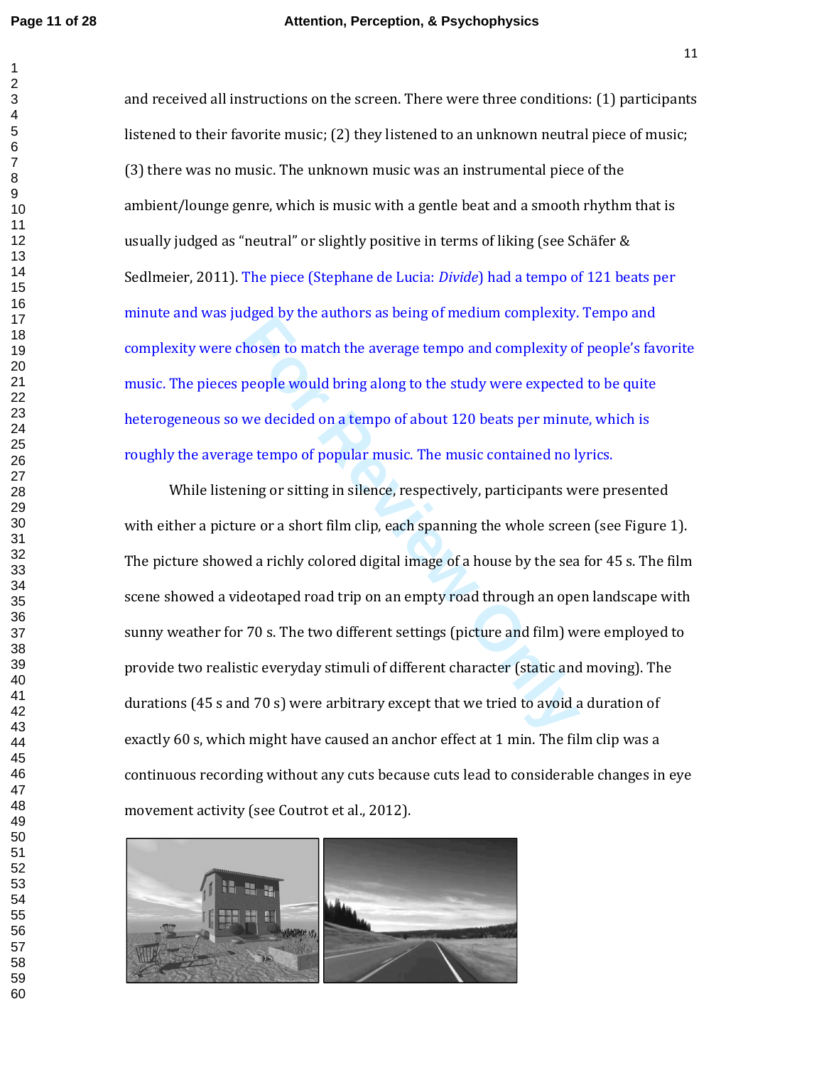and received all instructions on the screen. There were three conditions: (1) participants listened to their favorite music; (2) they listened to an unknown neutral piece of music; (3) there was no music. The unknown music was an instrumental piece of the ambient/lounge genre, which is music with a gentle beat and a smooth rhythm that is usually judged as "neutral" or slightly positive in terms of liking (see Schäfer & Sedlmeier, 2011). The piece (Stephane de Lucia: *Divide*) had a tempo of 121 beats per minute and was judged by the authors as being of medium complexity. Tempo and complexity were chosen to match the average tempo and complexity of people's favorite music. The pieces people would bring along to the study were expected to be quite heterogeneous so we decided on a tempo of about 120 beats per minute, which is roughly the average tempo of popular music. The music contained no lyrics.

While listening or sitting in silence, respectively, participants were presented with either a picture or a short film clip, each spanning the whole screen (see Figure 1). The picture showed a richly colored digital image of a house by the sea for 45 s. The film scene showed a videotaped road trip on an empty road through an open landscape with sunny weather for 70 s. The two different settings (picture and film) were employed to provide two realistic everyday stimuli of different character (static and moving). The durations (45 s and 70 s) were arbitrary except that we tried to avoid a duration of exactly 60 s, which might have caused an anchor effect at 1 min. The film clip was a continuous recording without any cuts because cuts lead to considerable changes in eye movement activity (see Coutrot et al., 2012).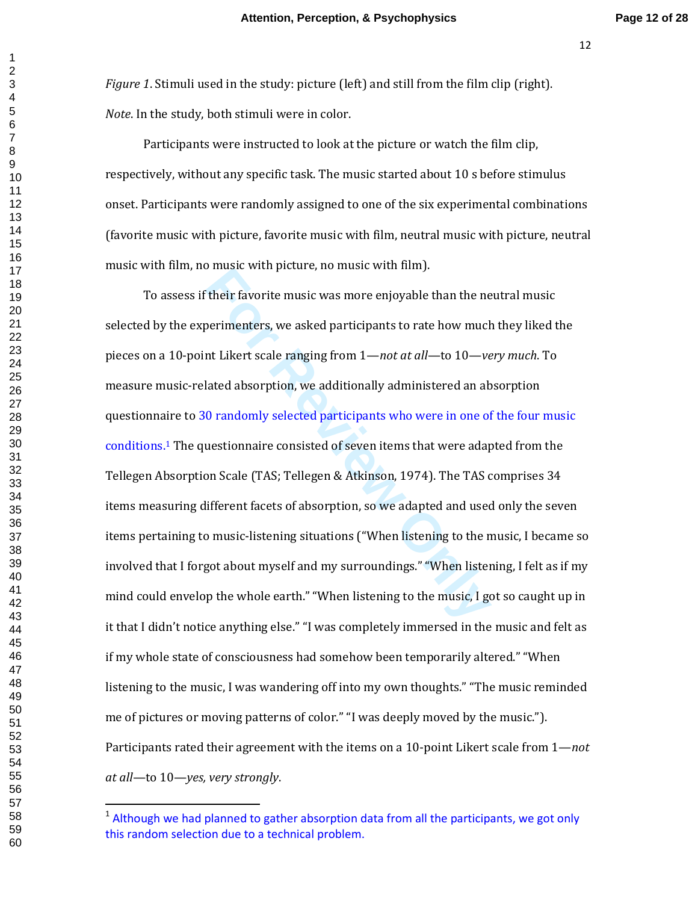*Figure 1*. Stimuli used in the study: picture (left) and still from the film clip (right). *Note*. In the study, both stimuli were in color.

Participants were instructed to look at the picture or watch the film clip, respectively, without any specific task. The music started about 10 s before stimulus onset. Participants were randomly assigned to one of the six experimental combinations (favorite music with picture, favorite music with film, neutral music with picture, neutral music with film, no music with picture, no music with film).

To assess if their favorite music was more enjoyable than the neutral music selected by the experimenters, we asked participants to rate how much they liked the pieces on a 10-point Likert scale ranging from 1—*not at all*—to 10—*very much*. To measure music-related absorption, we additionally administered an absorption questionnaire to 30 randomly selected participants who were in one of the four music conditions.[1] The questionnaire consisted of seven items that were adapted from the Tellegen Absorption Scale (TAS; Tellegen & Atkinson, 1974). The TAS comprises 34 items measuring different facets of absorption, so we adapted and used only the seven items pertaining to music-listening situations ("When listening to the music, I became so involved that I forgot about myself and my surroundings." "When listening, I felt as if my mind could envelop the whole earth." "When listening to the music, I got so caught up in it that I didn't notice anything else." "I was completely immersed in the music and felt as if my whole state of consciousness had somehow been temporarily altered." "When listening to the music, I was wandering off into my own thoughts." "The music reminded me of pictures or moving patterns of color." "I was deeply moved by the music."). Participants rated their agreement with the items on a 10-point Likert scale from 1—*not at all*—to 10—*yes, very strongly*.

[1] Although we had planned to gather absorption data from all the participants, we got only this random selection due to a technical problem.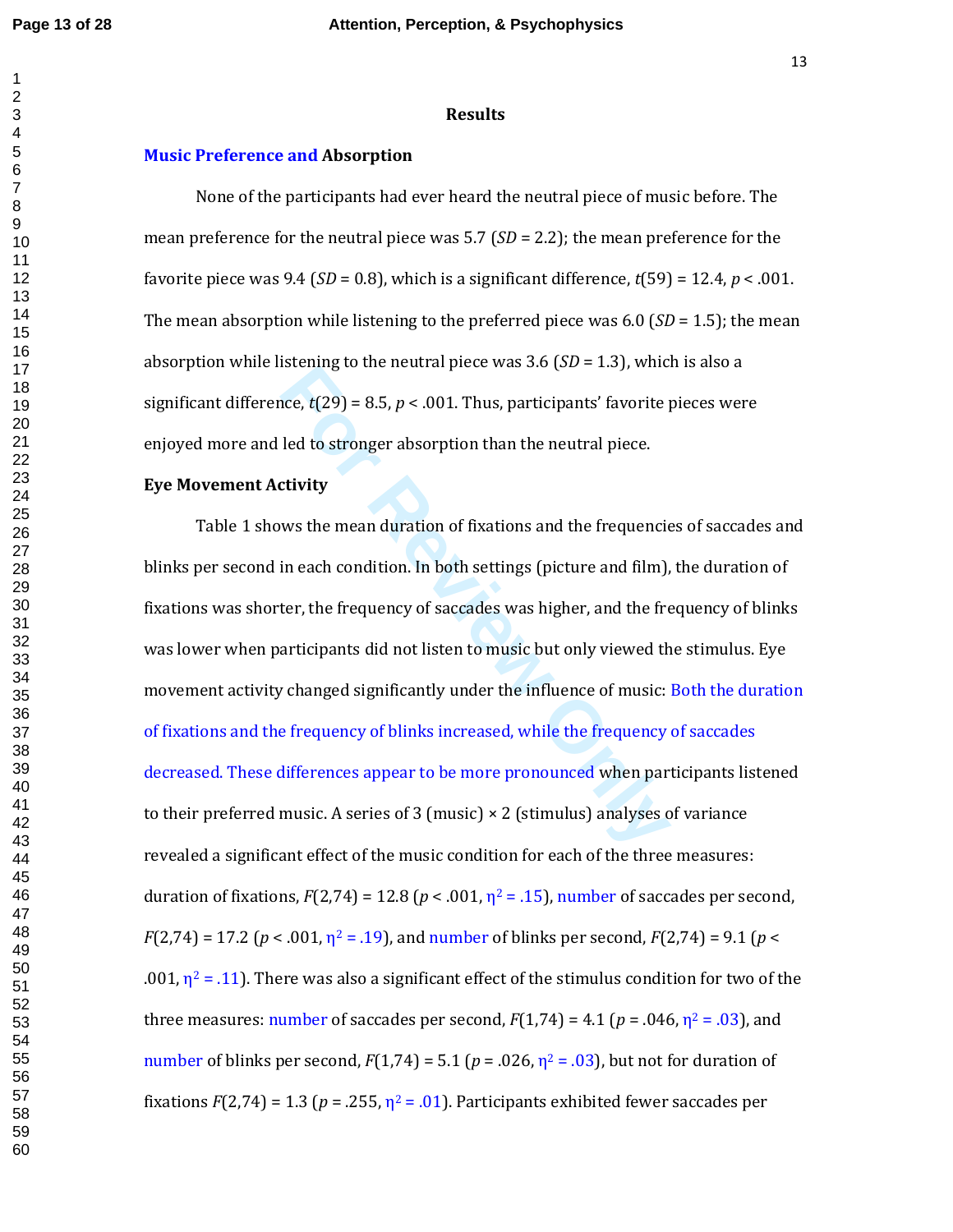# Results

## Music Preference and Absorption

None of the participants had ever heard the neutral piece of music before. The mean preference for the neutral piece was 5.7 ($SD$ = 2.2); the mean preference for the favorite piece was 9.4 ($SD$ = 0.8), which is a significant difference, $t(59) = 12.4$, $p < .001$. The mean absorption while listening to the preferred piece was 6.0 ($SD$ = 1.5); the mean absorption while listening to the neutral piece was 3.6 ($SD$ = 1.3), which is also a significant difference, $t(29) = 8.5$, $p < .001$. Thus, participants' favorite pieces were enjoyed more and led to stronger absorption than the neutral piece.

## Eye Movement Activity

Table 1 shows the mean duration of fixations and the frequencies of saccades and blinks per second in each condition. In both settings (picture and film), the duration of fixations was shorter, the frequency of saccades was higher, and the frequency of blinks was lower when participants did not listen to music but only viewed the stimulus. Eye movement activity changed significantly under the influence of music: Both the duration of fixations and the frequency of blinks increased, while the frequency of saccades decreased. These differences appear to be more pronounced when participants listened to their preferred music. A series of 3 (music) × 2 (stimulus) analyses of variance revealed a significant effect of the music condition for each of the three measures: duration of fixations, $F(2,74) = 12.8$ ($p < .001$, $\eta^2 = .15$), number of saccades per second, $F(2,74) = 17.2$ ($p < .001$, $\eta^2 = .19$), and number of blinks per second, $F(2,74) = 9.1$ ($p < .001$, $\eta^2 = .11$). There was also a significant effect of the stimulus condition for two of the three measures: number of saccades per second, $F(1,74) = 4.1$ ($p = .046$, $\eta^2 = .03$), and number of blinks per second, $F(1,74) = 5.1$ ($p = .026$, $\eta^2 = .03$), but not for duration of fixations $F(2,74) = 1.3$ ($p = .255$, $\eta^2 = .01$). Participants exhibited fewer saccades per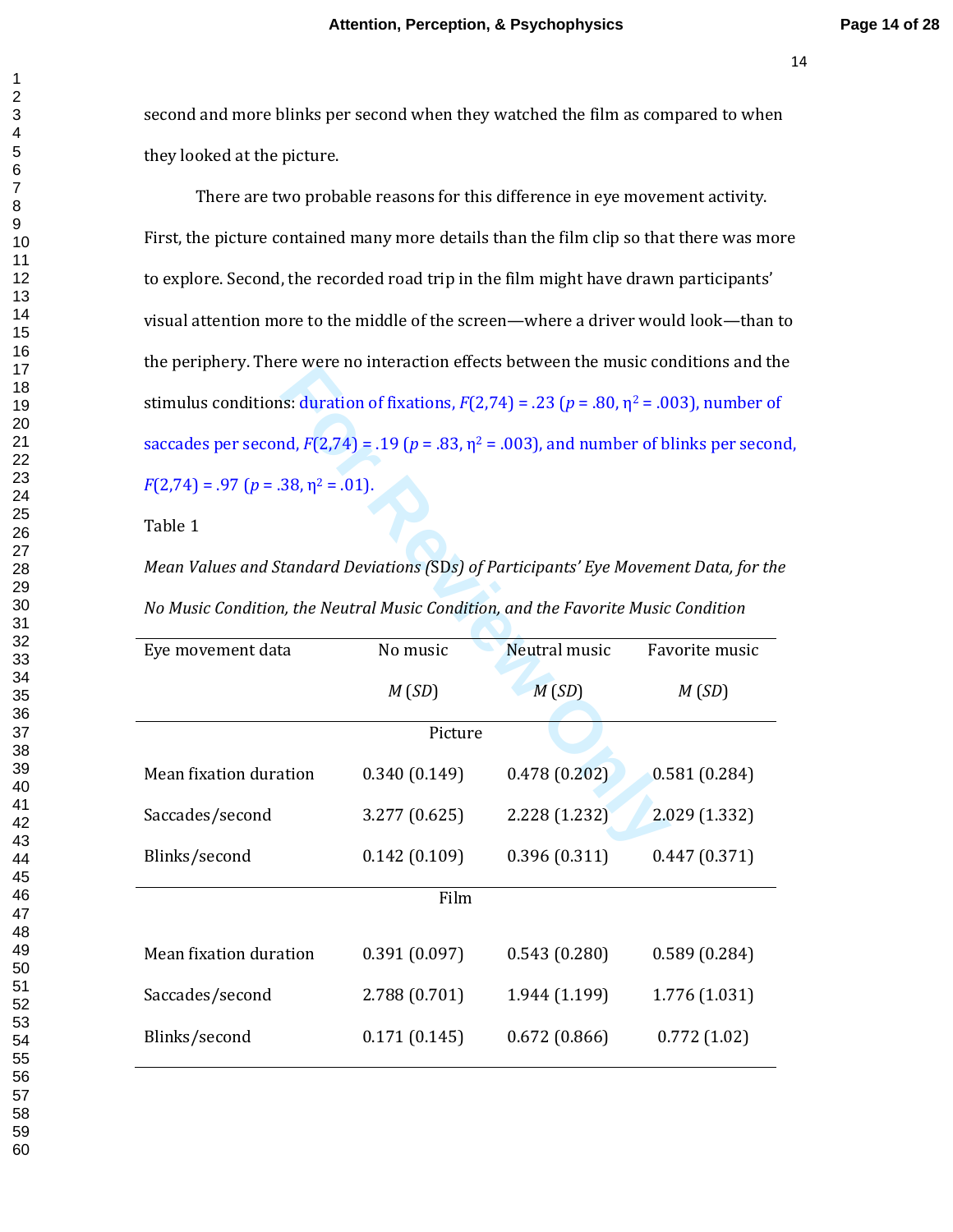second and more blinks per second when they watched the film as compared to when they looked at the picture.

There are two probable reasons for this difference in eye movement activity. First, the picture contained many more details than the film clip so that there was more to explore. Second, the recorded road trip in the film might have drawn participants' visual attention more to the middle of the screen—where a driver would look—than to the periphery. There were no interaction effects between the music conditions and the stimulus conditions: duration of fixations, $F(2,74) = .23$ ($p = .80$, $\eta^2 = .003$), number of saccades per second, $F(2,74) = .19$ ($p = .83$, $\eta^2 = .003$), and number of blinks per second, $F(2,74) = .97$ ($p = .38$, $\eta^2 = .01$).

Table 1

*Mean Values and Standard Deviations (SDs) of Participants' Eye Movement Data, for the No Music Condition, the Neutral Music Condition, and the Favorite Music Condition*

| Eye movement data | No music | Neutral music | Favorite music |
|---|---|---|---|
| | *M* (*SD*) | *M* (*SD*) | *M* (*SD*) |
| | Picture | | |
| Mean fixation duration | 0.340 (0.149) | 0.478 (0.202) | 0.581 (0.284) |
| Saccades/second | 3.277 (0.625) | 2.228 (1.232) | 2.029 (1.332) |
| Blinks/second | 0.142 (0.109) | 0.396 (0.311) | 0.447 (0.371) |
| | Film | | |
| Mean fixation duration | 0.391 (0.097) | 0.543 (0.280) | 0.589 (0.284) |
| Saccades/second | 2.788 (0.701) | 1.944 (1.199) | 1.776 (1.031) |
| Blinks/second | 0.171 (0.145) | 0.672 (0.866) | 0.772 (1.02) |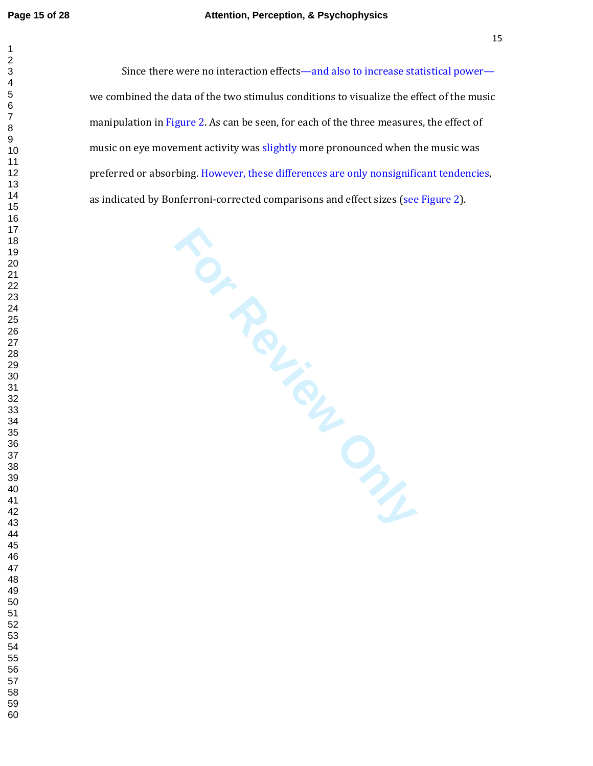Since there were no interaction effects—and also to increase statistical power—we combined the data of the two stimulus conditions to visualize the effect of the music manipulation in Figure 2. As can be seen, for each of the three measures, the effect of music on eye movement activity was slightly more pronounced when the music was preferred or absorbing. However, these differences are only nonsignificant tendencies, as indicated by Bonferroni-corrected comparisons and effect sizes (see Figure 2).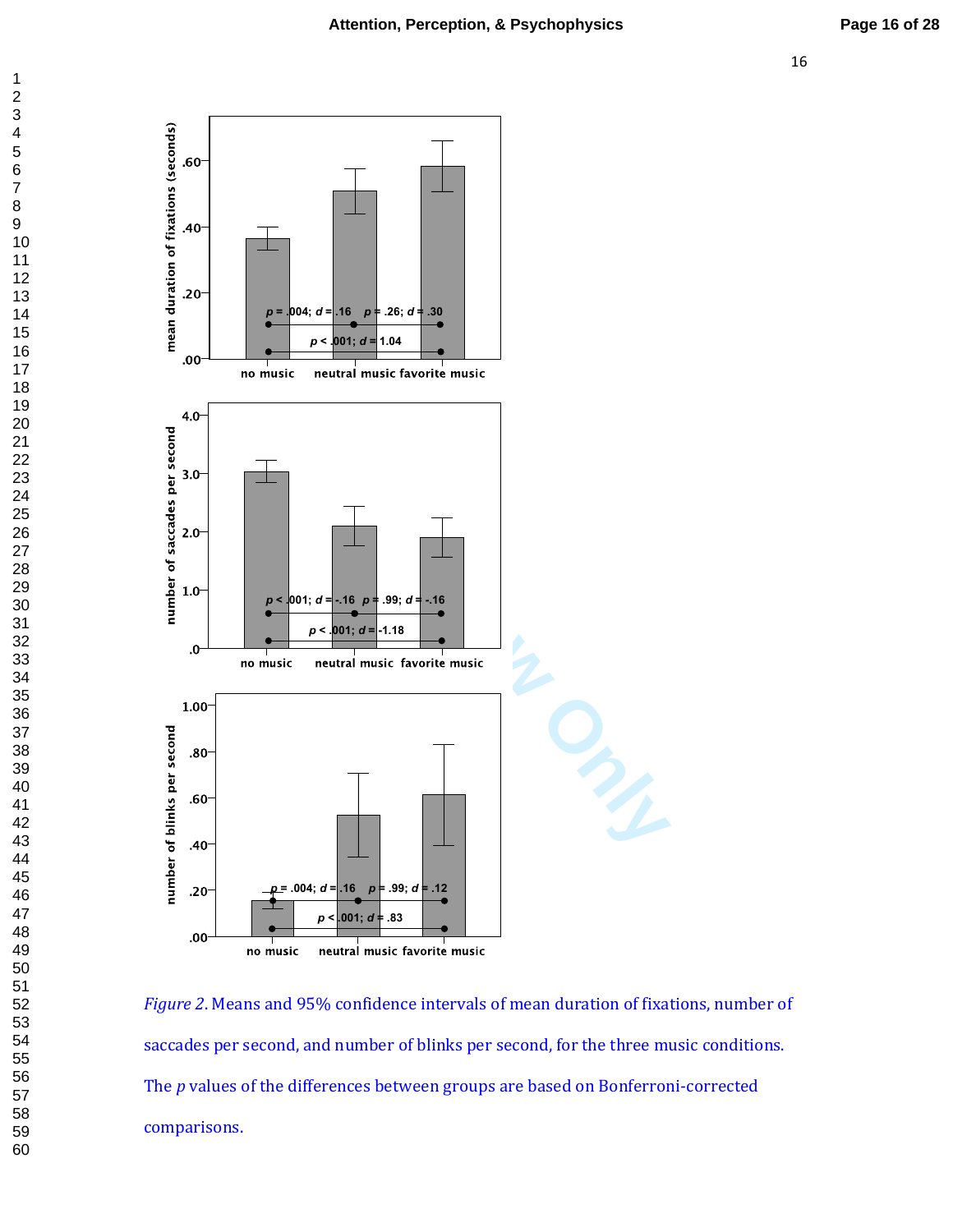*Figure 2*. Means and 95% confidence intervals of mean duration of fixations, number of saccades per second, and number of blinks per second, for the three music conditions. The $p$ values of the differences between groups are based on Bonferroni-corrected comparisons.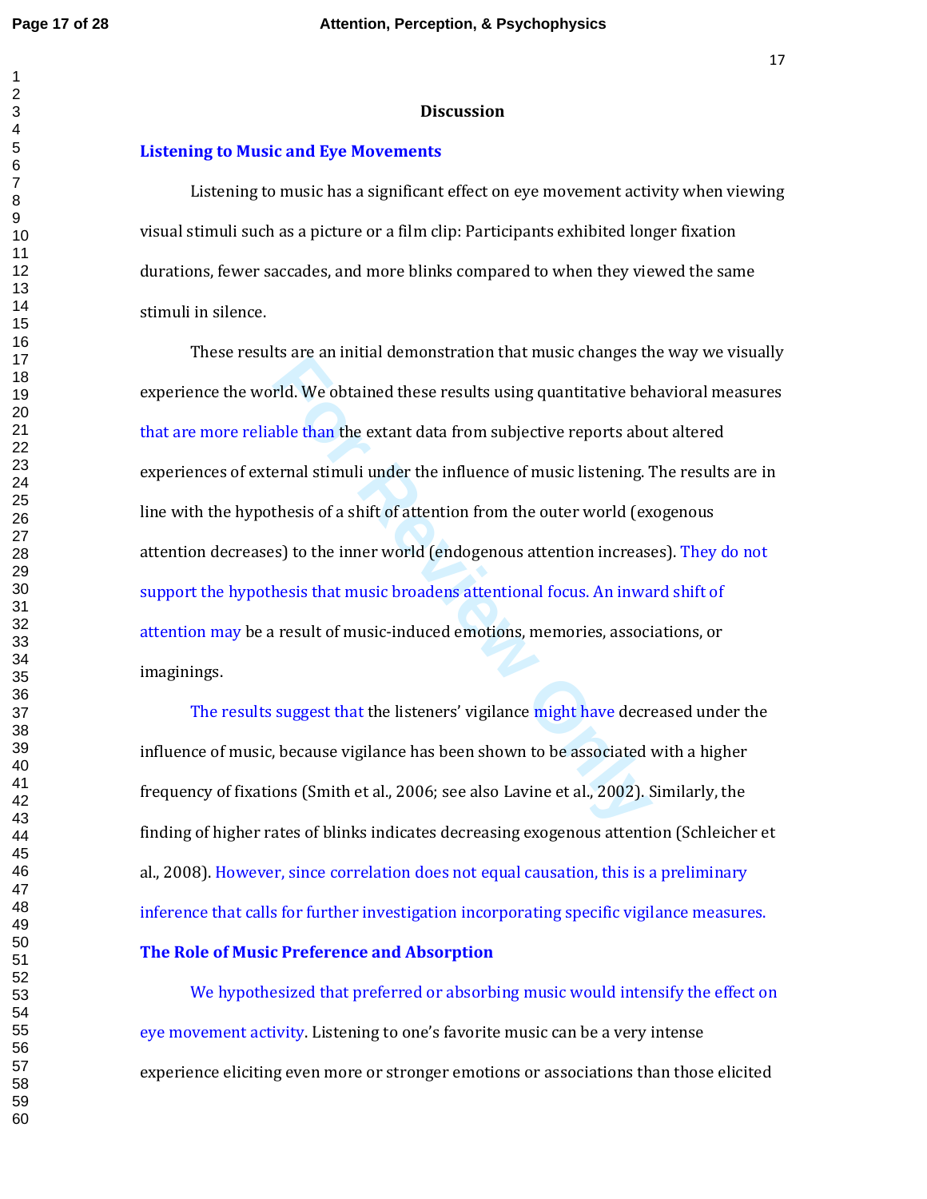## Discussion

### Listening to Music and Eye Movements

Listening to music has a significant effect on eye movement activity when viewing visual stimuli such as a picture or a film clip: Participants exhibited longer fixation durations, fewer saccades, and more blinks compared to when they viewed the same stimuli in silence.

These results are an initial demonstration that music changes the way we visually experience the world. We obtained these results using quantitative behavioral measures that are more reliable than the extant data from subjective reports about altered experiences of external stimuli under the influence of music listening. The results are in line with the hypothesis of a shift of attention from the outer world (exogenous attention decreases) to the inner world (endogenous attention increases). They do not support the hypothesis that music broadens attentional focus. An inward shift of attention may be a result of music-induced emotions, memories, associations, or imaginings.

The results suggest that the listeners' vigilance might have decreased under the influence of music, because vigilance has been shown to be associated with a higher frequency of fixations (Smith et al., 2006; see also Lavine et al., 2002). Similarly, the finding of higher rates of blinks indicates decreasing exogenous attention (Schleicher et al., 2008). However, since correlation does not equal causation, this is a preliminary inference that calls for further investigation incorporating specific vigilance measures.

### The Role of Music Preference and Absorption

We hypothesized that preferred or absorbing music would intensify the effect on eye movement activity. Listening to one's favorite music can be a very intense experience eliciting even more or stronger emotions or associations than those elicited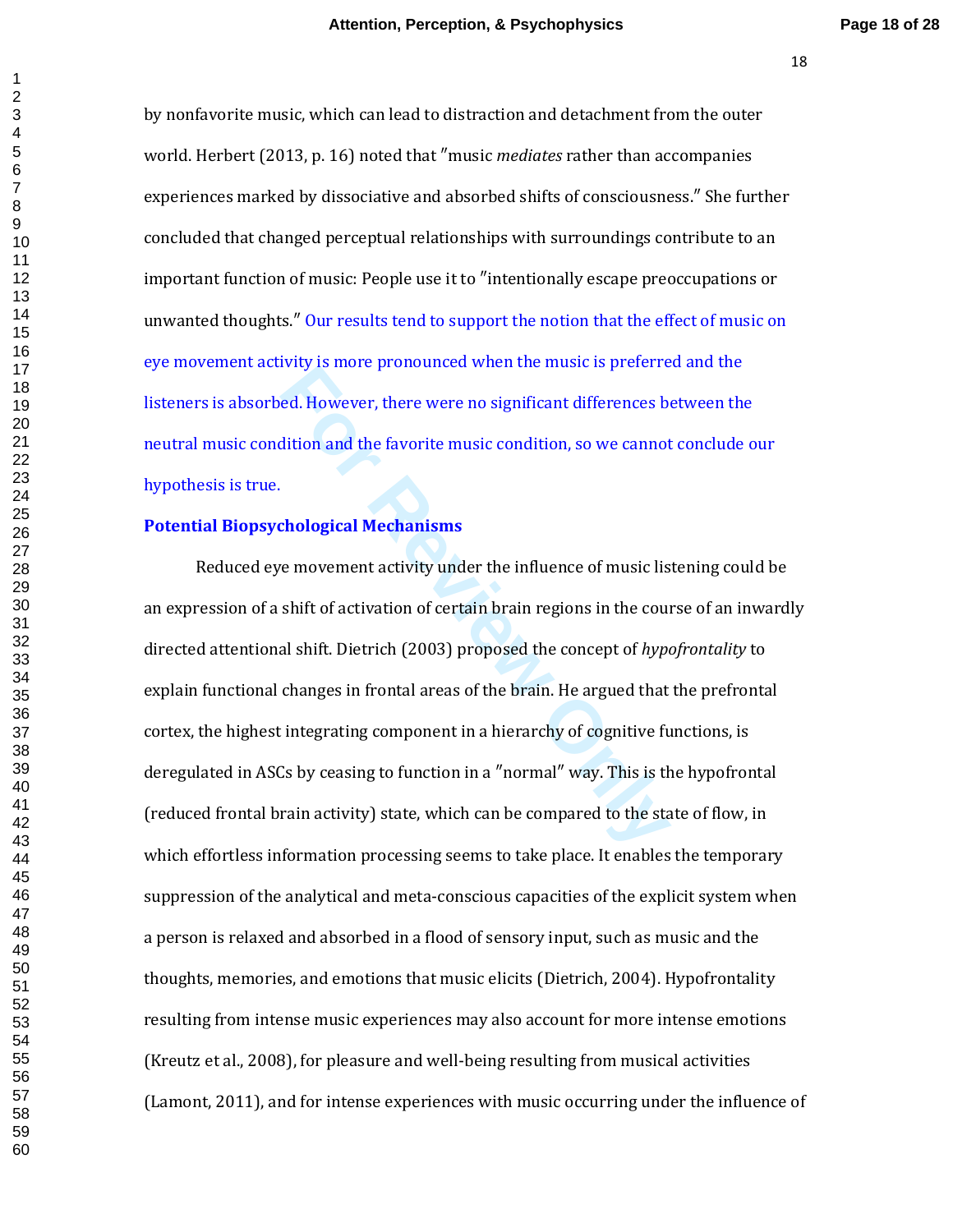by nonfavorite music, which can lead to distraction and detachment from the outer world. Herbert (2013, p. 16) noted that ″music *mediates* rather than accompanies experiences marked by dissociative and absorbed shifts of consciousness.″ She further concluded that changed perceptual relationships with surroundings contribute to an important function of music: People use it to ″intentionally escape preoccupations or unwanted thoughts.″ Our results tend to support the notion that the effect of music on eye movement activity is more pronounced when the music is preferred and the listeners is absorbed. However, there were no significant differences between the neutral music condition and the favorite music condition, so we cannot conclude our hypothesis is true.

## Potential Biopsychological Mechanisms

Reduced eye movement activity under the influence of music listening could be an expression of a shift of activation of certain brain regions in the course of an inwardly directed attentional shift. Dietrich (2003) proposed the concept of *hypofrontality* to explain functional changes in frontal areas of the brain. He argued that the prefrontal cortex, the highest integrating component in a hierarchy of cognitive functions, is deregulated in ASCs by ceasing to function in a ″normal″ way. This is the hypofrontal (reduced frontal brain activity) state, which can be compared to the state of flow, in which effortless information processing seems to take place. It enables the temporary suppression of the analytical and meta-conscious capacities of the explicit system when a person is relaxed and absorbed in a flood of sensory input, such as music and the thoughts, memories, and emotions that music elicits (Dietrich, 2004). Hypofrontality resulting from intense music experiences may also account for more intense emotions (Kreutz et al., 2008), for pleasure and well-being resulting from musical activities (Lamont, 2011), and for intense experiences with music occurring under the influence of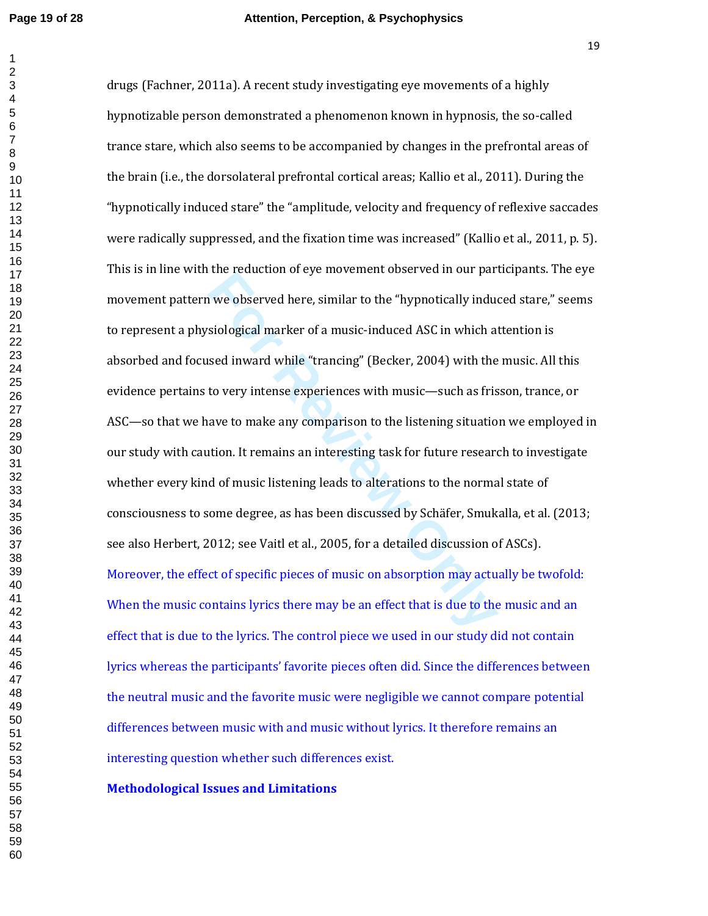drugs (Fachner, 2011a). A recent study investigating eye movements of a highly hypnotizable person demonstrated a phenomenon known in hypnosis, the so-called trance stare, which also seems to be accompanied by changes in the prefrontal areas of the brain (i.e., the dorsolateral prefrontal cortical areas; Kallio et al., 2011). During the "hypnotically induced stare" the "amplitude, velocity and frequency of reflexive saccades were radically suppressed, and the fixation time was increased" (Kallio et al., 2011, p. 5). This is in line with the reduction of eye movement observed in our participants. The eye movement pattern we observed here, similar to the "hypnotically induced stare," seems to represent a physiological marker of a music-induced ASC in which attention is absorbed and focused inward while "trancing" (Becker, 2004) with the music. All this evidence pertains to very intense experiences with music—such as frisson, trance, or ASC—so that we have to make any comparison to the listening situation we employed in our study with caution. It remains an interesting task for future research to investigate whether every kind of music listening leads to alterations to the normal state of consciousness to some degree, as has been discussed by Schäfer, Smukalla, et al. (2013; see also Herbert, 2012; see Vaitl et al., 2005, for a detailed discussion of ASCs). Moreover, the effect of specific pieces of music on absorption may actually be twofold: When the music contains lyrics there may be an effect that is due to the music and an effect that is due to the lyrics. The control piece we used in our study did not contain lyrics whereas the participants' favorite pieces often did. Since the differences between the neutral music and the favorite music were negligible we cannot compare potential differences between music with and music without lyrics. It therefore remains an interesting question whether such differences exist.

**Methodological Issues and Limitations**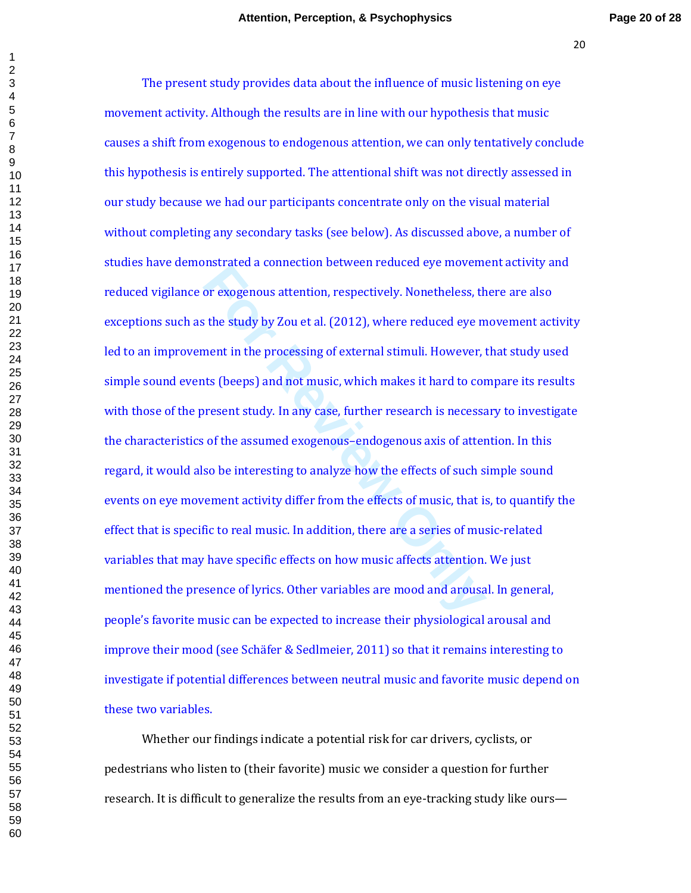The present study provides data about the influence of music listening on eye movement activity. Although the results are in line with our hypothesis that music causes a shift from exogenous to endogenous attention, we can only tentatively conclude this hypothesis is entirely supported. The attentional shift was not directly assessed in our study because we had our participants concentrate only on the visual material without completing any secondary tasks (see below). As discussed above, a number of studies have demonstrated a connection between reduced eye movement activity and reduced vigilance or exogenous attention, respectively. Nonetheless, there are also exceptions such as the study by Zou et al. (2012), where reduced eye movement activity led to an improvement in the processing of external stimuli. However, that study used simple sound events (beeps) and not music, which makes it hard to compare its results with those of the present study. In any case, further research is necessary to investigate the characteristics of the assumed exogenous–endogenous axis of attention. In this regard, it would also be interesting to analyze how the effects of such simple sound events on eye movement activity differ from the effects of music, that is, to quantify the effect that is specific to real music. In addition, there are a series of music-related variables that may have specific effects on how music affects attention. We just mentioned the presence of lyrics. Other variables are mood and arousal. In general, people's favorite music can be expected to increase their physiological arousal and improve their mood (see Schäfer & Sedlmeier, 2011) so that it remains interesting to investigate if potential differences between neutral music and favorite music depend on these two variables.

Whether our findings indicate a potential risk for car drivers, cyclists, or pedestrians who listen to (their favorite) music we consider a question for further research. It is difficult to generalize the results from an eye-tracking study like ours—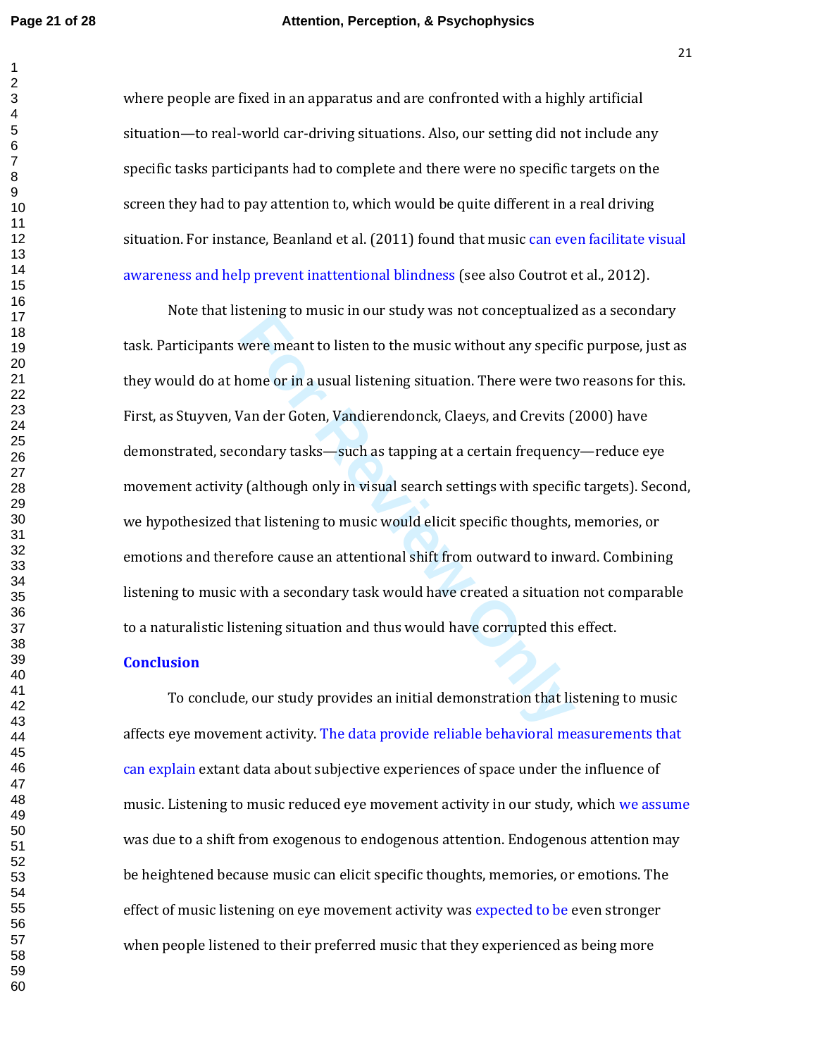where people are fixed in an apparatus and are confronted with a highly artificial situation—to real-world car-driving situations. Also, our setting did not include any specific tasks participants had to complete and there were no specific targets on the screen they had to pay attention to, which would be quite different in a real driving situation. For instance, Beanland et al. (2011) found that music can even facilitate visual awareness and help prevent inattentional blindness (see also Coutrot et al., 2012).

Note that listening to music in our study was not conceptualized as a secondary task. Participants were meant to listen to the music without any specific purpose, just as they would do at home or in a usual listening situation. There were two reasons for this. First, as Stuyven, Van der Goten, Vandierendonck, Claeys, and Crevits (2000) have demonstrated, secondary tasks—such as tapping at a certain frequency—reduce eye movement activity (although only in visual search settings with specific targets). Second, we hypothesized that listening to music would elicit specific thoughts, memories, or emotions and therefore cause an attentional shift from outward to inward. Combining listening to music with a secondary task would have created a situation not comparable to a naturalistic listening situation and thus would have corrupted this effect.

## Conclusion

To conclude, our study provides an initial demonstration that listening to music affects eye movement activity. The data provide reliable behavioral measurements that can explain extant data about subjective experiences of space under the influence of music. Listening to music reduced eye movement activity in our study, which we assume was due to a shift from exogenous to endogenous attention. Endogenous attention may be heightened because music can elicit specific thoughts, memories, or emotions. The effect of music listening on eye movement activity was expected to be even stronger when people listened to their preferred music that they experienced as being more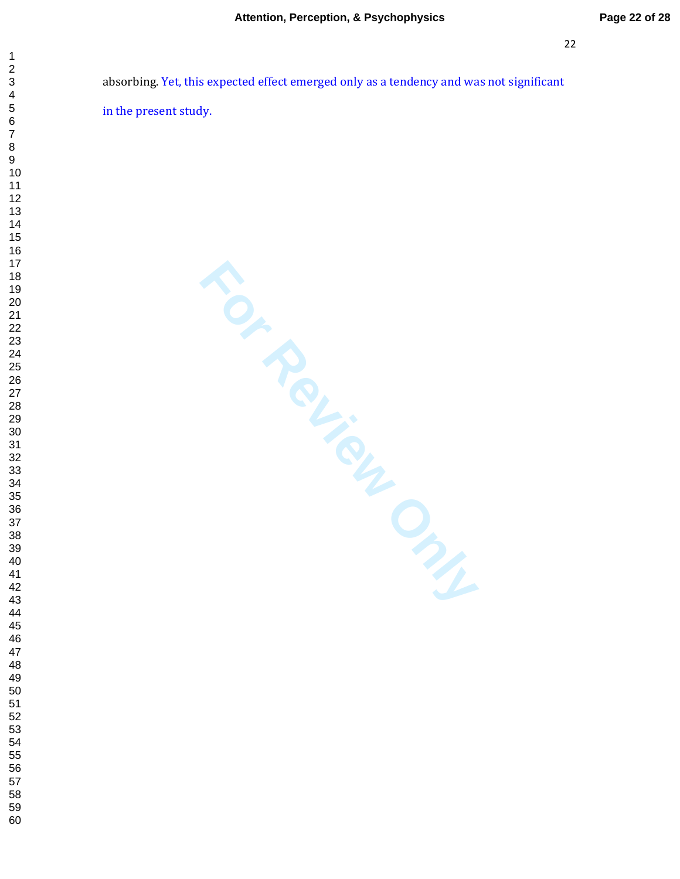absorbing. Yet, this expected effect emerged only as a tendency and was not significant in the present study.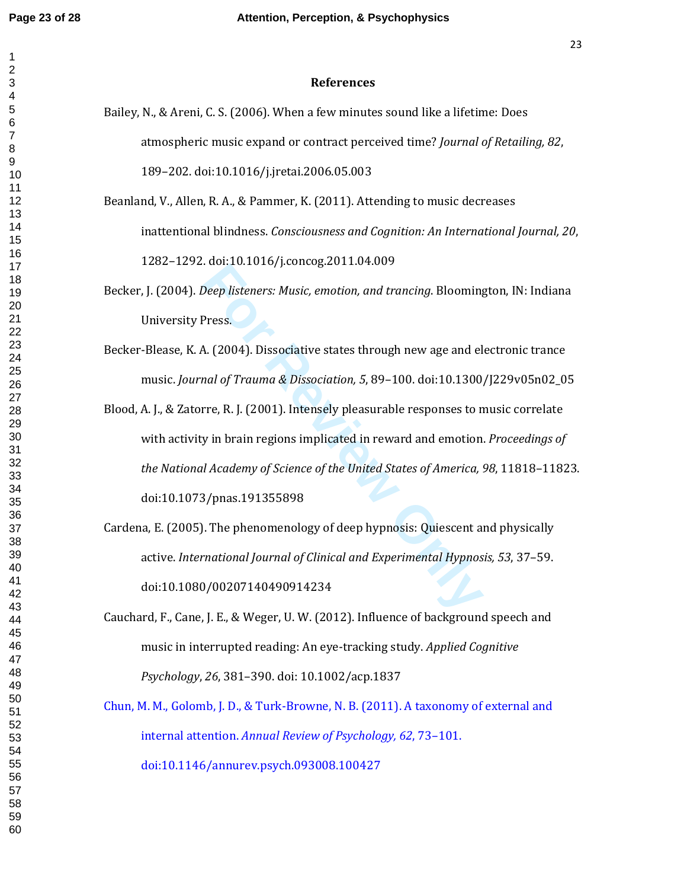# References

Bailey, N., & Areni, C. S. (2006). When a few minutes sound like a lifetime: Does atmospheric music expand or contract perceived time? *Journal of Retailing, 82*, 189–202. doi:10.1016/j.jretai.2006.05.003

Beanland, V., Allen, R. A., & Pammer, K. (2011). Attending to music decreases inattentional blindness. *Consciousness and Cognition: An International Journal, 20*, 1282–1292. doi:10.1016/j.concog.2011.04.009

Becker, J. (2004). *Deep listeners: Music, emotion, and trancing*. Bloomington, IN: Indiana University Press.

Becker-Blease, K. A. (2004). Dissociative states through new age and electronic trance music. *Journal of Trauma & Dissociation, 5*, 89–100. doi:10.1300/J229v05n02_05

Blood, A. J., & Zatorre, R. J. (2001). Intensely pleasurable responses to music correlate with activity in brain regions implicated in reward and emotion. *Proceedings of the National Academy of Science of the United States of America, 98*, 11818–11823. doi:10.1073/pnas.191355898

Cardena, E. (2005). The phenomenology of deep hypnosis: Quiescent and physically active. *International Journal of Clinical and Experimental Hypnosis, 53*, 37–59. doi:10.1080/00207140490914234

Cauchard, F., Cane, J. E., & Weger, U. W. (2012). Influence of background speech and music in interrupted reading: An eye-tracking study. *Applied Cognitive Psychology*, *26*, 381–390. doi: 10.1002/acp.1837

Chun, M. M., Golomb, J. D., & Turk-Browne, N. B. (2011). A taxonomy of external and internal attention. *Annual Review of Psychology, 62*, 73–101. doi:10.1146/annurev.psych.093008.100427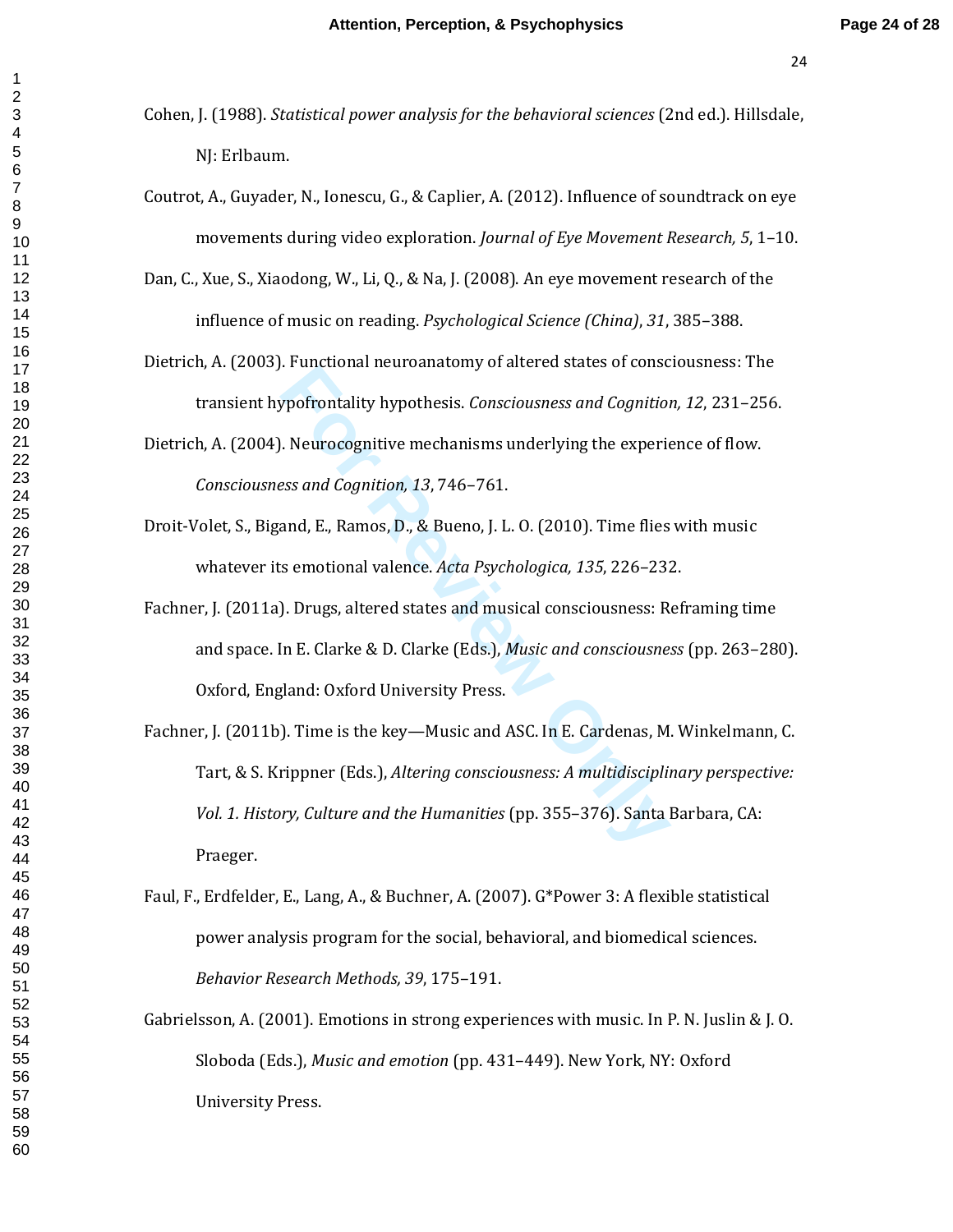Cohen, J. (1988). *Statistical power analysis for the behavioral sciences* (2nd ed.). Hillsdale, NJ: Erlbaum.

Coutrot, A., Guyader, N., Ionescu, G., & Caplier, A. (2012). Influence of soundtrack on eye movements during video exploration. *Journal of Eye Movement Research, 5*, 1–10.

Dan, C., Xue, S., Xiaodong, W., Li, Q., & Na, J. (2008). An eye movement research of the influence of music on reading. *Psychological Science (China)*, *31*, 385–388.

Dietrich, A. (2003). Functional neuroanatomy of altered states of consciousness: The transient hypofrontality hypothesis. *Consciousness and Cognition, 12*, 231–256.

Dietrich, A. (2004). Neurocognitive mechanisms underlying the experience of flow. *Consciousness and Cognition, 13*, 746–761.

Droit-Volet, S., Bigand, E., Ramos, D., & Bueno, J. L. O. (2010). Time flies with music whatever its emotional valence. *Acta Psychologica, 135*, 226–232.

Fachner, J. (2011a). Drugs, altered states and musical consciousness: Reframing time and space. In E. Clarke & D. Clarke (Eds.), *Music and consciousness* (pp. 263–280). Oxford, England: Oxford University Press.

Fachner, J. (2011b). Time is the key—Music and ASC. In E. Cardenas, M. Winkelmann, C. Tart, & S. Krippner (Eds.), *Altering consciousness: A multidisciplinary perspective: Vol. 1. History, Culture and the Humanities* (pp. 355–376). Santa Barbara, CA: Praeger.

Faul, F., Erdfelder, E., Lang, A., & Buchner, A. (2007). G*Power 3: A flexible statistical power analysis program for the social, behavioral, and biomedical sciences. *Behavior Research Methods, 39*, 175–191.

Gabrielsson, A. (2001). Emotions in strong experiences with music. In P. N. Juslin & J. O. Sloboda (Eds.), *Music and emotion* (pp. 431–449). New York, NY: Oxford University Press.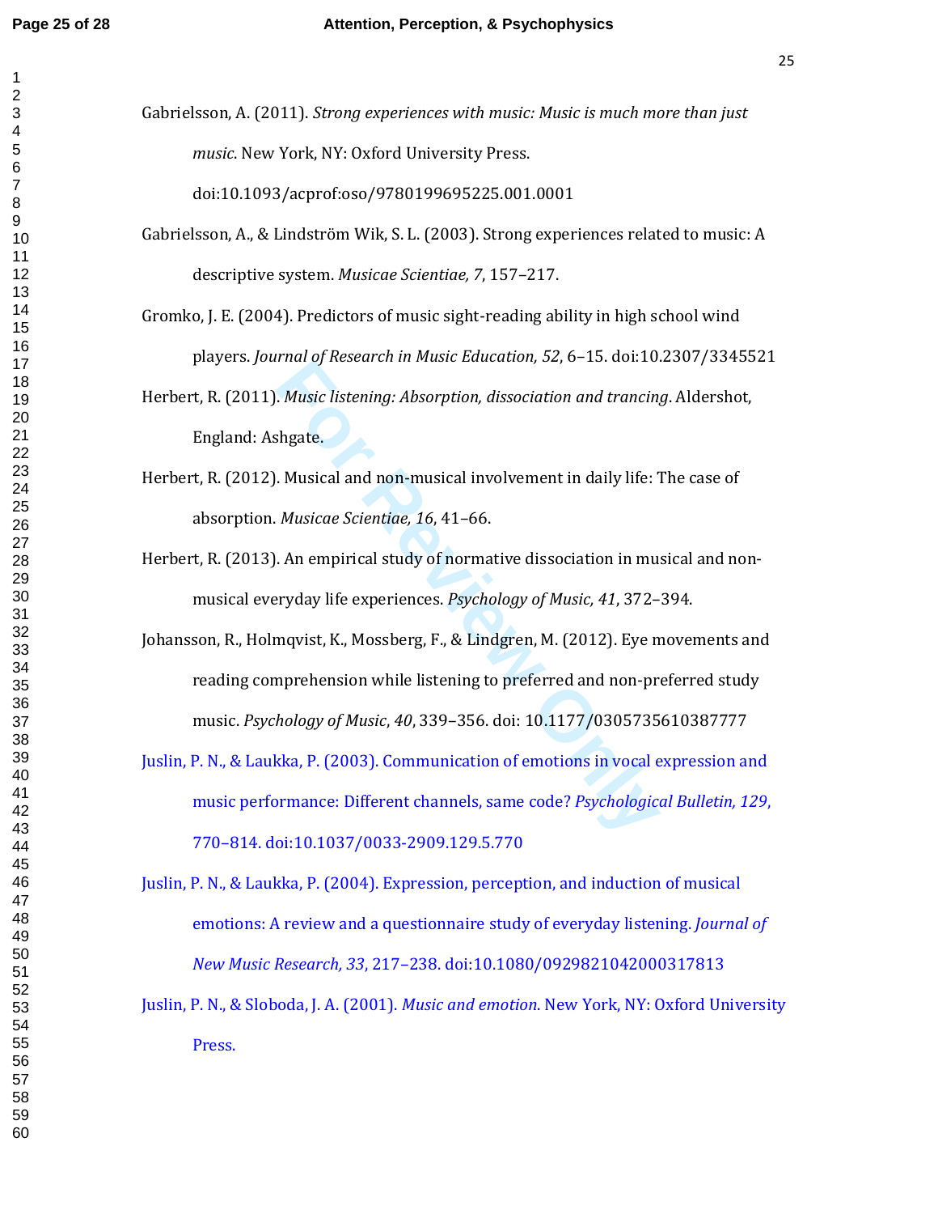Gabrielsson, A. (2011). *Strong experiences with music: Music is much more than just music*. New York, NY: Oxford University Press. doi:10.1093/acprof:oso/9780199695225.001.0001

Gabrielsson, A., & Lindström Wik, S. L. (2003). Strong experiences related to music: A descriptive system. *Musicae Scientiae, 7*, 157–217.

Gromko, J. E. (2004). Predictors of music sight-reading ability in high school wind players. *Journal of Research in Music Education, 52*, 6–15. doi:10.2307/3345521

Herbert, R. (2011). *Music listening: Absorption, dissociation and trancing*. Aldershot, England: Ashgate.

Herbert, R. (2012). Musical and non-musical involvement in daily life: The case of absorption. *Musicae Scientiae, 16*, 41–66.

Herbert, R. (2013). An empirical study of normative dissociation in musical and non-musical everyday life experiences. *Psychology of Music, 41*, 372–394.

Johansson, R., Holmqvist, K., Mossberg, F., & Lindgren, M. (2012). Eye movements and reading comprehension while listening to preferred and non-preferred study music. *Psychology of Music*, *40*, 339–356. doi: 10.1177/0305735610387777

Juslin, P. N., & Laukka, P. (2003). Communication of emotions in vocal expression and music performance: Different channels, same code? *Psychological Bulletin, 129*, 770–814. doi:10.1037/0033-2909.129.5.770

Juslin, P. N., & Laukka, P. (2004). Expression, perception, and induction of musical emotions: A review and a questionnaire study of everyday listening. *Journal of New Music Research, 33*, 217–238. doi:10.1080/0929821042000317813

Juslin, P. N., & Sloboda, J. A. (2001). *Music and emotion*. New York, NY: Oxford University Press.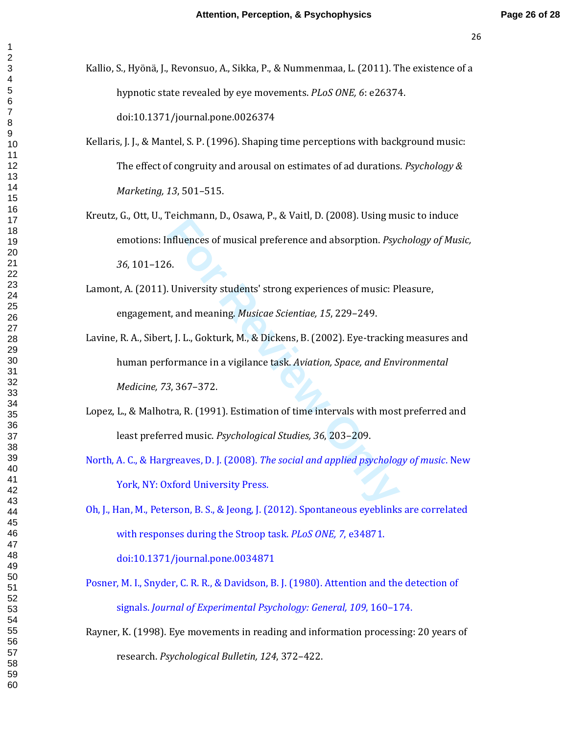Kallio, S., Hyönä, J., Revonsuo, A., Sikka, P., & Nummenmaa, L. (2011). The existence of a hypnotic state revealed by eye movements. *PLoS ONE, 6*: e26374. doi:10.1371/journal.pone.0026374

Kellaris, J. J., & Mantel, S. P. (1996). Shaping time perceptions with background music: The effect of congruity and arousal on estimates of ad durations. *Psychology & Marketing, 13*, 501–515.

Kreutz, G., Ott, U., Teichmann, D., Osawa, P., & Vaitl, D. (2008). Using music to induce emotions: Influences of musical preference and absorption. *Psychology of Music, 36*, 101–126.

Lamont, A. (2011). University students' strong experiences of music: Pleasure, engagement, and meaning. *Musicae Scientiae, 15*, 229–249.

Lavine, R. A., Sibert, J. L., Gokturk, M., & Dickens, B. (2002). Eye-tracking measures and human performance in a vigilance task. *Aviation, Space, and Environmental Medicine, 73*, 367–372.

Lopez, L., & Malhotra, R. (1991). Estimation of time intervals with most preferred and least preferred music. *Psychological Studies, 36*, 203–209.

North, A. C., & Hargreaves, D. J. (2008). *The social and applied psychology of music*. New York, NY: Oxford University Press.

Oh, J., Han, M., Peterson, B. S., & Jeong, J. (2012). Spontaneous eyeblinks are correlated with responses during the Stroop task. *PLoS ONE, 7*, e34871. doi:10.1371/journal.pone.0034871

Posner, M. I., Snyder, C. R. R., & Davidson, B. J. (1980). Attention and the detection of signals. *Journal of Experimental Psychology: General, 109*, 160–174.

Rayner, K. (1998). Eye movements in reading and information processing: 20 years of research. *Psychological Bulletin, 124*, 372–422.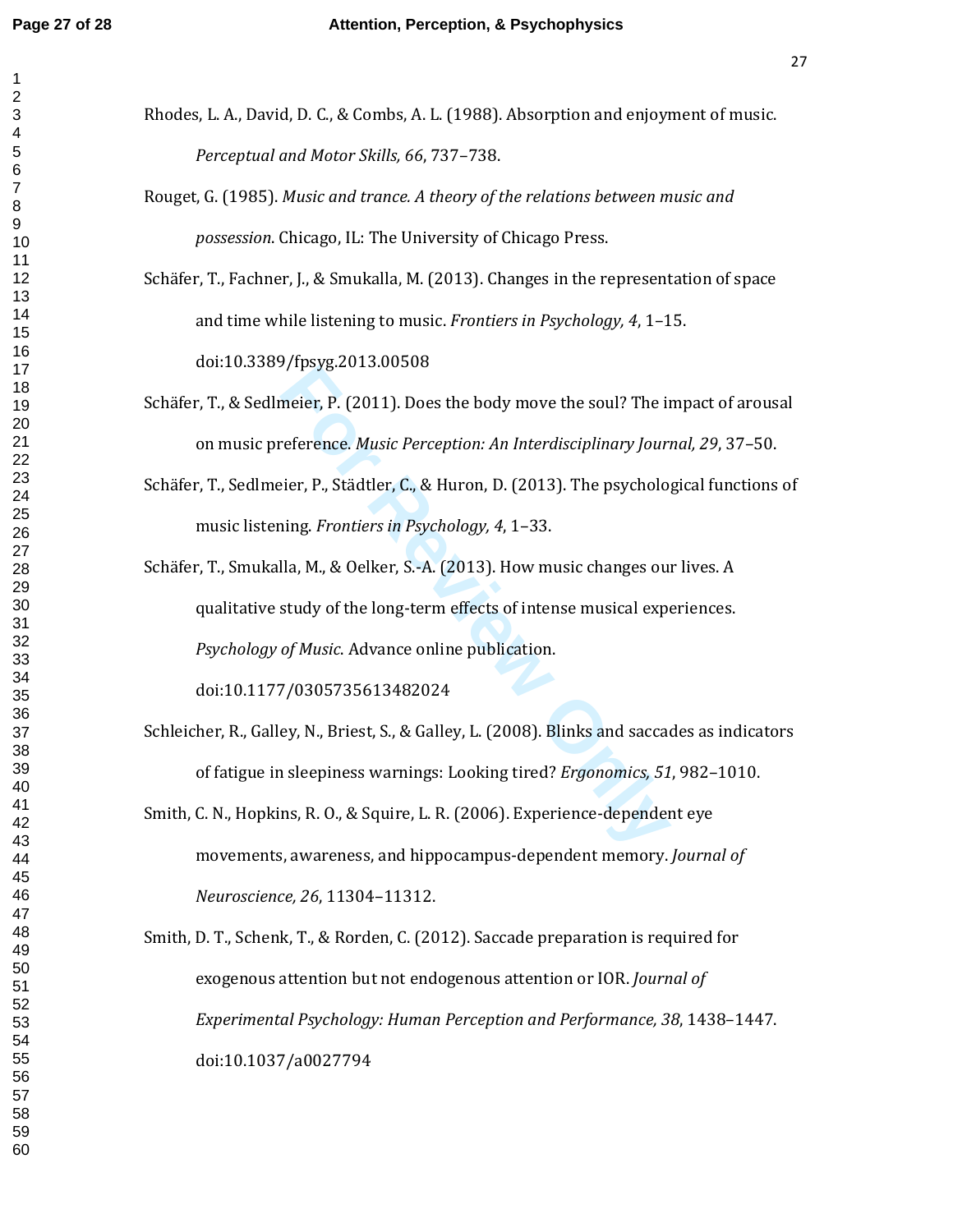Rhodes, L. A., David, D. C., & Combs, A. L. (1988). Absorption and enjoyment of music. *Perceptual and Motor Skills, 66*, 737–738.

Rouget, G. (1985). *Music and trance. A theory of the relations between music and possession*. Chicago, IL: The University of Chicago Press.

Schäfer, T., Fachner, J., & Smukalla, M. (2013). Changes in the representation of space and time while listening to music. *Frontiers in Psychology, 4*, 1–15. doi:10.3389/fpsyg.2013.00508

Schäfer, T., & Sedlmeier, P. (2011). Does the body move the soul? The impact of arousal on music preference. *Music Perception: An Interdisciplinary Journal, 29*, 37–50.

Schäfer, T., Sedlmeier, P., Städtler, C., & Huron, D. (2013). The psychological functions of music listening. *Frontiers in Psychology, 4*, 1–33.

Schäfer, T., Smukalla, M., & Oelker, S.-A. (2013). How music changes our lives. A qualitative study of the long-term effects of intense musical experiences. *Psychology of Music*. Advance online publication. doi:10.1177/0305735613482024

Schleicher, R., Galley, N., Briest, S., & Galley, L. (2008). Blinks and saccades as indicators of fatigue in sleepiness warnings: Looking tired? *Ergonomics, 51*, 982–1010.

Smith, C. N., Hopkins, R. O., & Squire, L. R. (2006). Experience-dependent eye movements, awareness, and hippocampus-dependent memory. *Journal of Neuroscience, 26*, 11304–11312.

Smith, D. T., Schenk, T., & Rorden, C. (2012). Saccade preparation is required for exogenous attention but not endogenous attention or IOR. *Journal of Experimental Psychology: Human Perception and Performance, 38*, 1438–1447. doi:10.1037/a0027794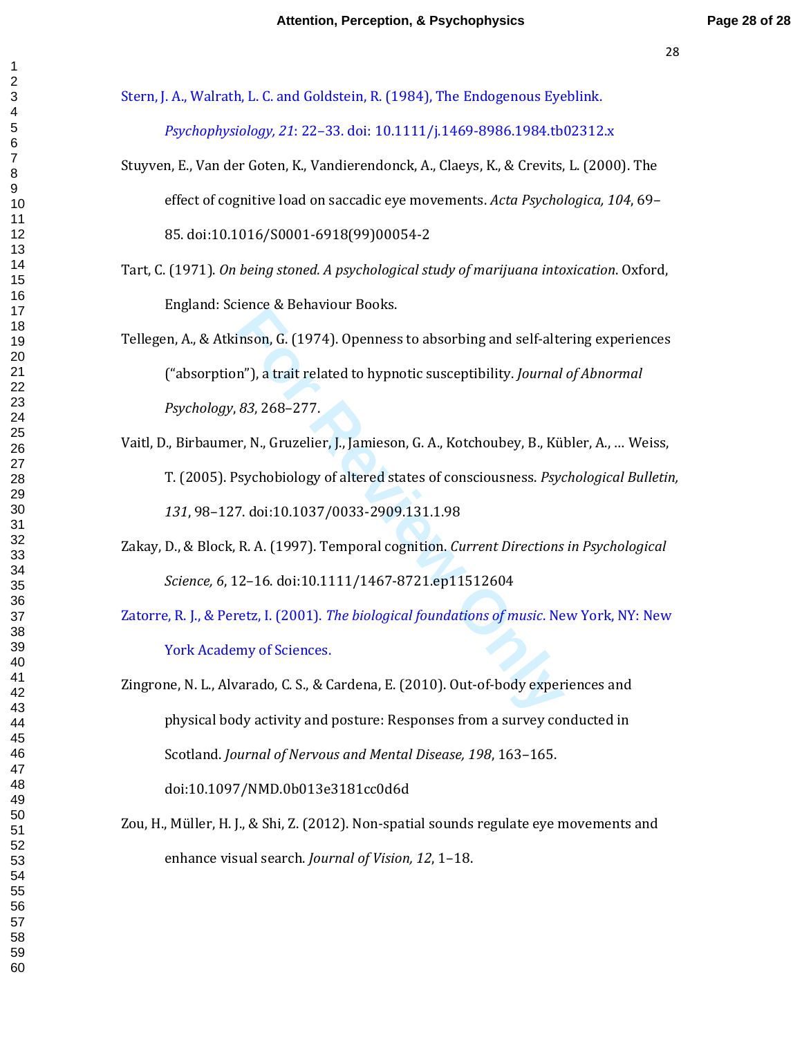Stern, J. A., Walrath, L. C. and Goldstein, R. (1984), The Endogenous Eyeblink. *Psychophysiology, 21*: 22–33. doi: 10.1111/j.1469-8986.1984.tb02312.x

Stuyven, E., Van der Goten, K., Vandierendonck, A., Claeys, K., & Crevits, L. (2000). The effect of cognitive load on saccadic eye movements. *Acta Psychologica, 104*, 69–85. doi:10.1016/S0001-6918(99)00054-2

Tart, C. (1971). *On being stoned. A psychological study of marijuana intoxication*. Oxford, England: Science & Behaviour Books.

Tellegen, A., & Atkinson, G. (1974). Openness to absorbing and self-altering experiences ("absorption"), a trait related to hypnotic susceptibility. *Journal of Abnormal Psychology*, *83*, 268–277.

Vaitl, D., Birbaumer, N., Gruzelier, J., Jamieson, G. A., Kotchoubey, B., Kübler, A., … Weiss, T. (2005). Psychobiology of altered states of consciousness. *Psychological Bulletin, 131*, 98–127. doi:10.1037/0033-2909.131.1.98

Zakay, D., & Block, R. A. (1997). Temporal cognition. *Current Directions in Psychological Science, 6*, 12–16. doi:10.1111/1467-8721.ep11512604

Zatorre, R. J., & Peretz, I. (2001). *The biological foundations of music*. New York, NY: New York Academy of Sciences.

Zingrone, N. L., Alvarado, C. S., & Cardena, E. (2010). Out-of-body experiences and physical body activity and posture: Responses from a survey conducted in Scotland. *Journal of Nervous and Mental Disease, 198*, 163–165. doi:10.1097/NMD.0b013e3181cc0d6d

Zou, H., Müller, H. J., & Shi, Z. (2012). Non-spatial sounds regulate eye movements and enhance visual search. *Journal of Vision, 12*, 1–18.